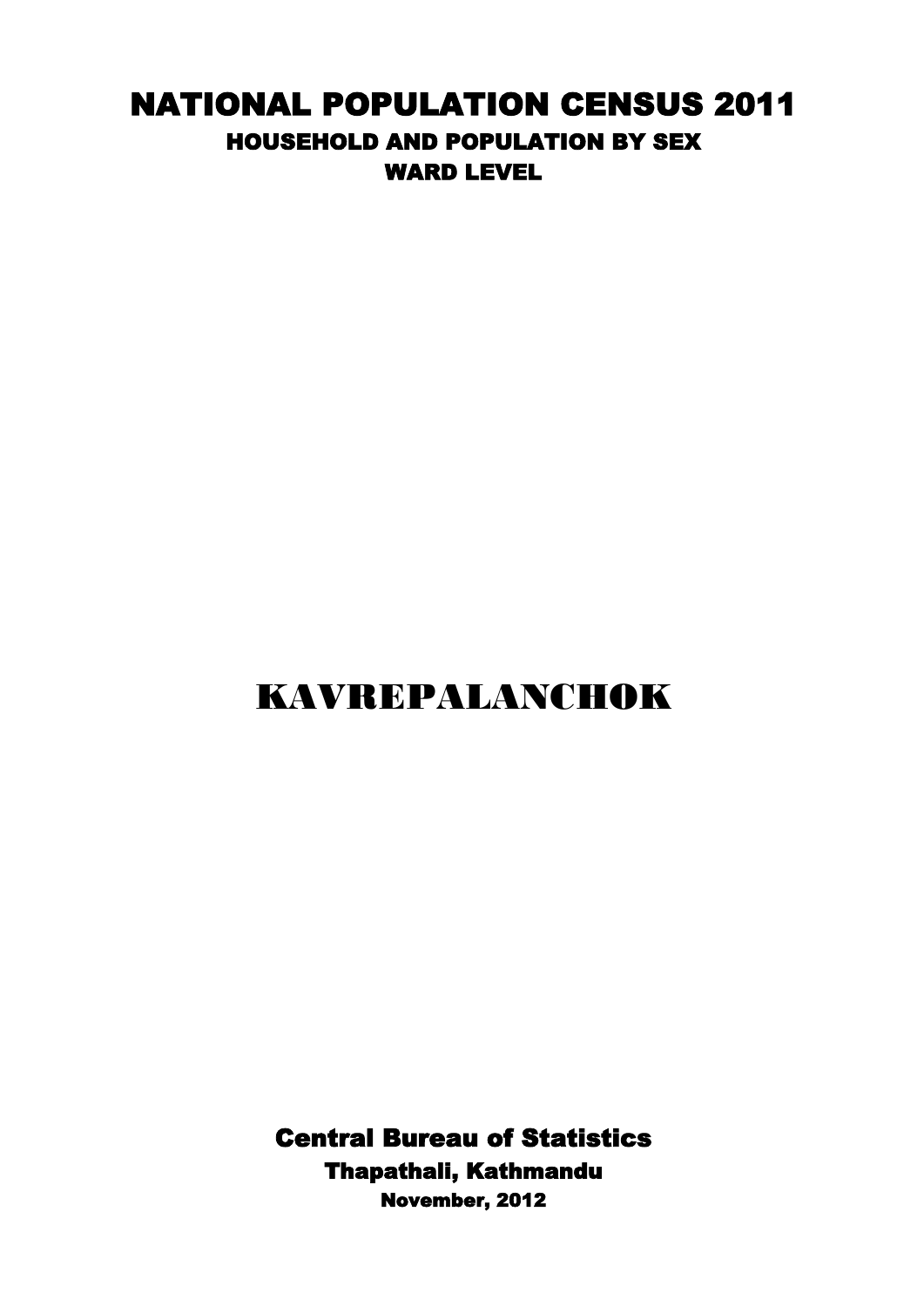# NATIONAL POPULATION CENSUS 2011

## HOUSEHOLD AND POPULATION BY SEX

## WARD LEVEL

# KAVREPALANCHOK

**Central Bureau of Statistics**

**Thapathali, Kathmandu**

**November, 2012**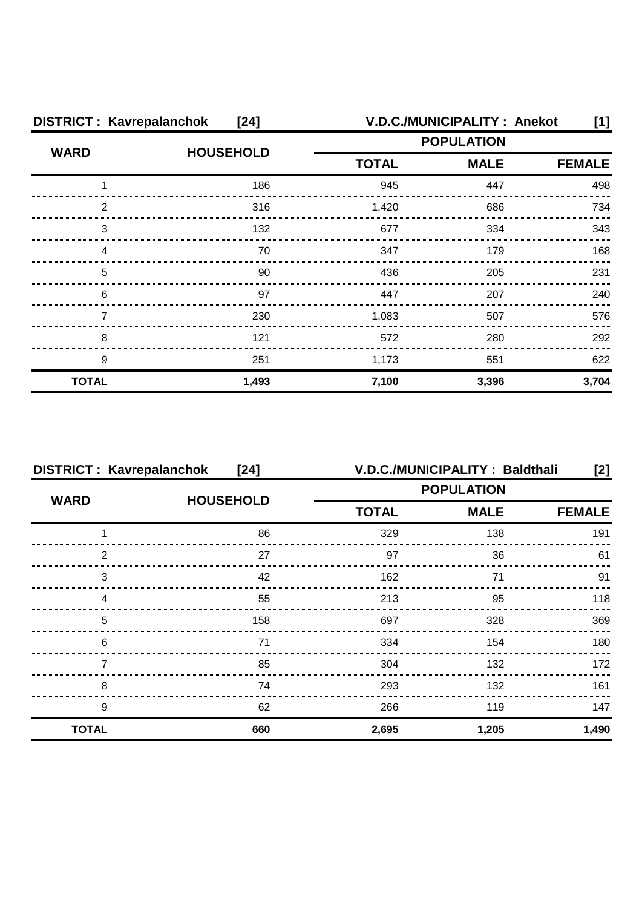**DISTRICT : Kavrepalanchok [24]** **V.D.C./MUNICIPALITY : Anekot [1]**

| WARD | HOUSEHOLD | POPULATION | | |
|---|---|---|---|---|
| | | TOTAL | MALE | FEMALE |
| 1 | 186 | 945 | 447 | 498 |
| 2 | 316 | 1,420 | 686 | 734 |
| 3 | 132 | 677 | 334 | 343 |
| 4 | 70 | 347 | 179 | 168 |
| 5 | 90 | 436 | 205 | 231 |
| 6 | 97 | 447 | 207 | 240 |
| 7 | 230 | 1,083 | 507 | 576 |
| 8 | 121 | 572 | 280 | 292 |
| 9 | 251 | 1,173 | 551 | 622 |
| **TOTAL** | **1,493** | **7,100** | **3,396** | **3,704** |

**DISTRICT : Kavrepalanchok [24]** **V.D.C./MUNICIPALITY : Baldthali [2]**

| WARD | HOUSEHOLD | POPULATION | | |
|---|---|---|---|---|
| | | TOTAL | MALE | FEMALE |
| 1 | 86 | 329 | 138 | 191 |
| 2 | 27 | 97 | 36 | 61 |
| 3 | 42 | 162 | 71 | 91 |
| 4 | 55 | 213 | 95 | 118 |
| 5 | 158 | 697 | 328 | 369 |
| 6 | 71 | 334 | 154 | 180 |
| 7 | 85 | 304 | 132 | 172 |
| 8 | 74 | 293 | 132 | 161 |
| 9 | 62 | 266 | 119 | 147 |
| **TOTAL** | **660** | **2,695** | **1,205** | **1,490** |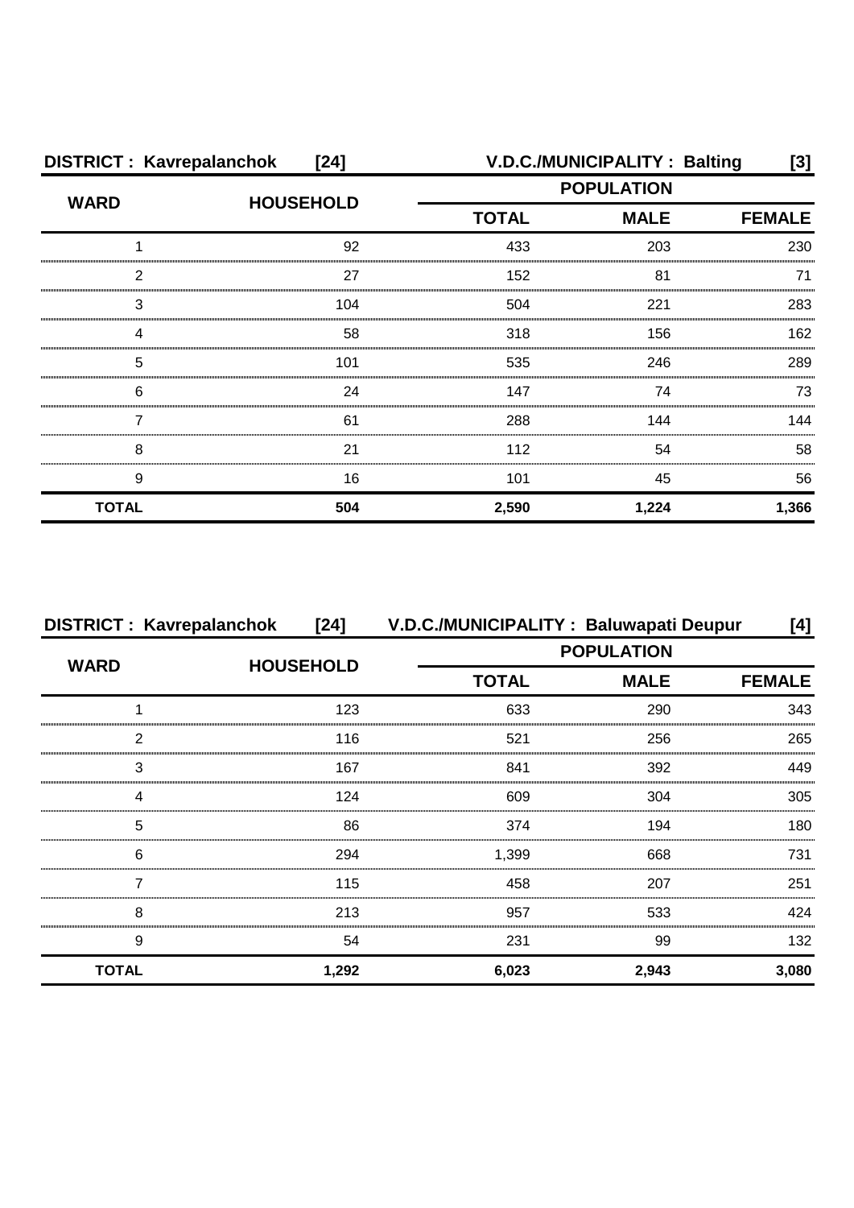**DISTRICT : Kavrepalanchok [24]** **V.D.C./MUNICIPALITY : Balting [3]**

| WARD | HOUSEHOLD | POPULATION | | |
|---|---|---|---|---|
| | | TOTAL | MALE | FEMALE |
| 1 | 92 | 433 | 203 | 230 |
| 2 | 27 | 152 | 81 | 71 |
| 3 | 104 | 504 | 221 | 283 |
| 4 | 58 | 318 | 156 | 162 |
| 5 | 101 | 535 | 246 | 289 |
| 6 | 24 | 147 | 74 | 73 |
| 7 | 61 | 288 | 144 | 144 |
| 8 | 21 | 112 | 54 | 58 |
| 9 | 16 | 101 | 45 | 56 |
| **TOTAL** | **504** | **2,590** | **1,224** | **1,366** |

**DISTRICT : Kavrepalanchok [24]** **V.D.C./MUNICIPALITY : Baluwapati Deupur [4]**

| WARD | HOUSEHOLD | POPULATION | | |
|---|---|---|---|---|
| | | TOTAL | MALE | FEMALE |
| 1 | 123 | 633 | 290 | 343 |
| 2 | 116 | 521 | 256 | 265 |
| 3 | 167 | 841 | 392 | 449 |
| 4 | 124 | 609 | 304 | 305 |
| 5 | 86 | 374 | 194 | 180 |
| 6 | 294 | 1,399 | 668 | 731 |
| 7 | 115 | 458 | 207 | 251 |
| 8 | 213 | 957 | 533 | 424 |
| 9 | 54 | 231 | 99 | 132 |
| **TOTAL** | **1,292** | **6,023** | **2,943** | **3,080** |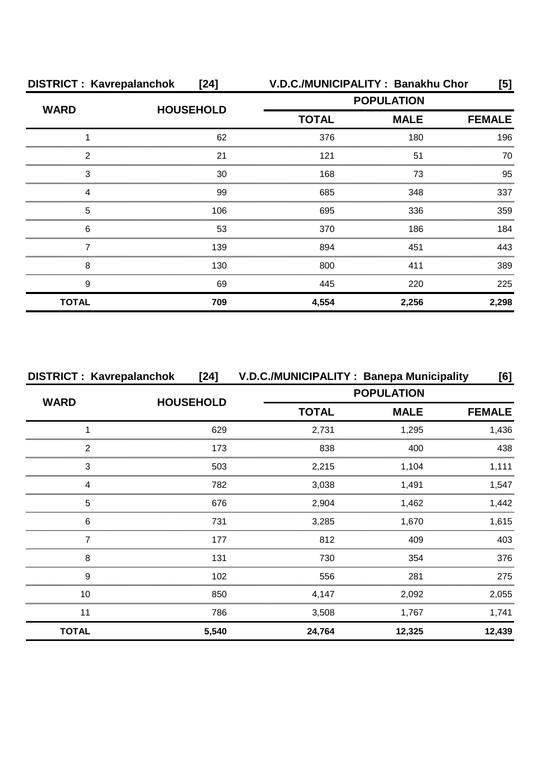**DISTRICT : Kavrepalanchok [24] V.D.C./MUNICIPALITY : Banakhu Chor [5]**

| WARD | HOUSEHOLD | POPULATION | | |
|---|---|---|---|---|
| | | TOTAL | MALE | FEMALE |
| 1 | 62 | 376 | 180 | 196 |
| 2 | 21 | 121 | 51 | 70 |
| 3 | 30 | 168 | 73 | 95 |
| 4 | 99 | 685 | 348 | 337 |
| 5 | 106 | 695 | 336 | 359 |
| 6 | 53 | 370 | 186 | 184 |
| 7 | 139 | 894 | 451 | 443 |
| 8 | 130 | 800 | 411 | 389 |
| 9 | 69 | 445 | 220 | 225 |
| **TOTAL** | **709** | **4,554** | **2,256** | **2,298** |

**DISTRICT : Kavrepalanchok [24] V.D.C./MUNICIPALITY : Banepa Municipality [6]**

| WARD | HOUSEHOLD | POPULATION | | |
|---|---|---|---|---|
| | | TOTAL | MALE | FEMALE |
| 1 | 629 | 2,731 | 1,295 | 1,436 |
| 2 | 173 | 838 | 400 | 438 |
| 3 | 503 | 2,215 | 1,104 | 1,111 |
| 4 | 782 | 3,038 | 1,491 | 1,547 |
| 5 | 676 | 2,904 | 1,462 | 1,442 |
| 6 | 731 | 3,285 | 1,670 | 1,615 |
| 7 | 177 | 812 | 409 | 403 |
| 8 | 131 | 730 | 354 | 376 |
| 9 | 102 | 556 | 281 | 275 |
| 10 | 850 | 4,147 | 2,092 | 2,055 |
| 11 | 786 | 3,508 | 1,767 | 1,741 |
| **TOTAL** | **5,540** | **24,764** | **12,325** | **12,439** |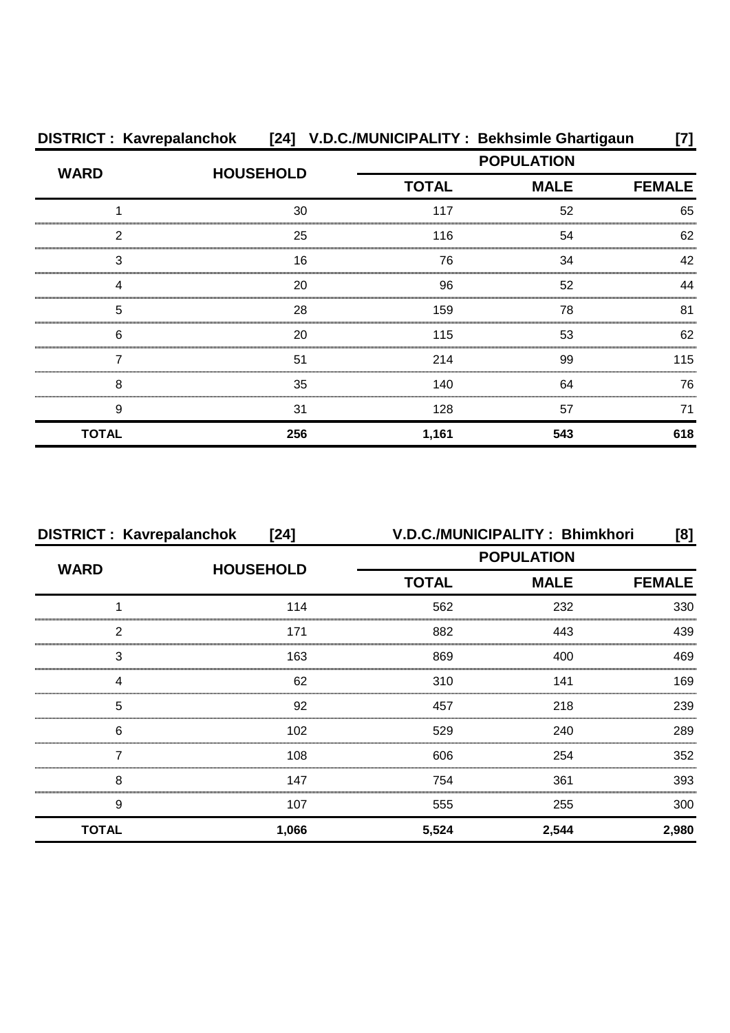**DISTRICT : Kavrepalanchok [24] V.D.C./MUNICIPALITY : Bekhsimle Ghartigaun [7]**

| WARD | HOUSEHOLD | POPULATION | | |
|---|---|---|---|---|
| | | TOTAL | MALE | FEMALE |
| 1 | 30 | 117 | 52 | 65 |
| 2 | 25 | 116 | 54 | 62 |
| 3 | 16 | 76 | 34 | 42 |
| 4 | 20 | 96 | 52 | 44 |
| 5 | 28 | 159 | 78 | 81 |
| 6 | 20 | 115 | 53 | 62 |
| 7 | 51 | 214 | 99 | 115 |
| 8 | 35 | 140 | 64 | 76 |
| 9 | 31 | 128 | 57 | 71 |
| **TOTAL** | **256** | **1,161** | **543** | **618** |

**DISTRICT : Kavrepalanchok [24] V.D.C./MUNICIPALITY : Bhimkhori [8]**

| WARD | HOUSEHOLD | POPULATION | | |
|---|---|---|---|---|
| | | TOTAL | MALE | FEMALE |
| 1 | 114 | 562 | 232 | 330 |
| 2 | 171 | 882 | 443 | 439 |
| 3 | 163 | 869 | 400 | 469 |
| 4 | 62 | 310 | 141 | 169 |
| 5 | 92 | 457 | 218 | 239 |
| 6 | 102 | 529 | 240 | 289 |
| 7 | 108 | 606 | 254 | 352 |
| 8 | 147 | 754 | 361 | 393 |
| 9 | 107 | 555 | 255 | 300 |
| **TOTAL** | **1,066** | **5,524** | **2,544** | **2,980** |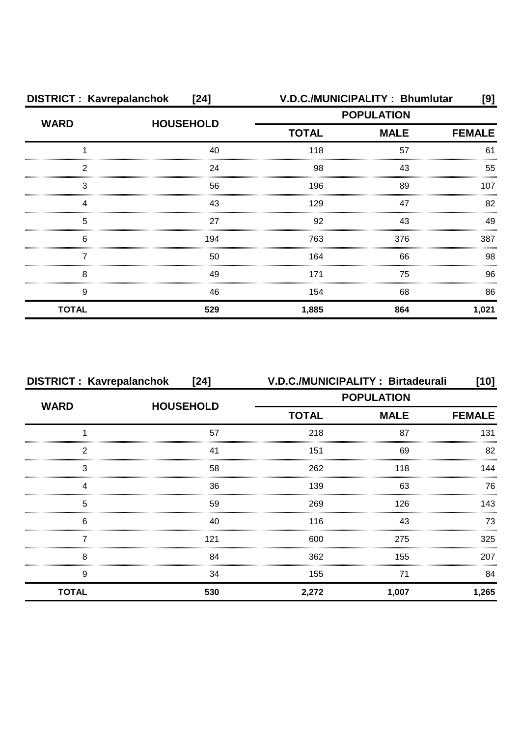**DISTRICT : Kavrepalanchok [24]** **V.D.C./MUNICIPALITY : Bhumlutar [9]**

| WARD | HOUSEHOLD | POPULATION | | |
|---|---|---|---|---|
| | | TOTAL | MALE | FEMALE |
| 1 | 40 | 118 | 57 | 61 |
| 2 | 24 | 98 | 43 | 55 |
| 3 | 56 | 196 | 89 | 107 |
| 4 | 43 | 129 | 47 | 82 |
| 5 | 27 | 92 | 43 | 49 |
| 6 | 194 | 763 | 376 | 387 |
| 7 | 50 | 164 | 66 | 98 |
| 8 | 49 | 171 | 75 | 96 |
| 9 | 46 | 154 | 68 | 86 |
| **TOTAL** | **529** | **1,885** | **864** | **1,021** |

**DISTRICT : Kavrepalanchok [24]** **V.D.C./MUNICIPALITY : Birtadeurali [10]**

| WARD | HOUSEHOLD | POPULATION | | |
|---|---|---|---|---|
| | | TOTAL | MALE | FEMALE |
| 1 | 57 | 218 | 87 | 131 |
| 2 | 41 | 151 | 69 | 82 |
| 3 | 58 | 262 | 118 | 144 |
| 4 | 36 | 139 | 63 | 76 |
| 5 | 59 | 269 | 126 | 143 |
| 6 | 40 | 116 | 43 | 73 |
| 7 | 121 | 600 | 275 | 325 |
| 8 | 84 | 362 | 155 | 207 |
| 9 | 34 | 155 | 71 | 84 |
| **TOTAL** | **530** | **2,272** | **1,007** | **1,265** |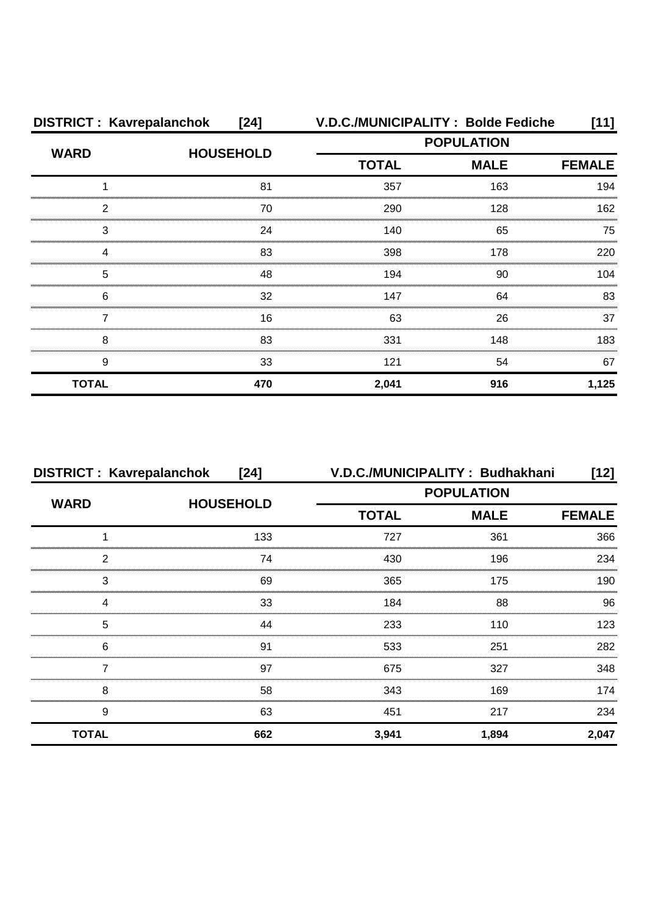**DISTRICT : Kavrepalanchok [24]** **V.D.C./MUNICIPALITY : Bolde Fediche [11]**

| WARD | HOUSEHOLD | POPULATION | | |
|---|---|---|---|---|
| | | TOTAL | MALE | FEMALE |
| 1 | 81 | 357 | 163 | 194 |
| 2 | 70 | 290 | 128 | 162 |
| 3 | 24 | 140 | 65 | 75 |
| 4 | 83 | 398 | 178 | 220 |
| 5 | 48 | 194 | 90 | 104 |
| 6 | 32 | 147 | 64 | 83 |
| 7 | 16 | 63 | 26 | 37 |
| 8 | 83 | 331 | 148 | 183 |
| 9 | 33 | 121 | 54 | 67 |
| **TOTAL** | **470** | **2,041** | **916** | **1,125** |

**DISTRICT : Kavrepalanchok [24]** **V.D.C./MUNICIPALITY : Budhakhani [12]**

| WARD | HOUSEHOLD | POPULATION | | |
|---|---|---|---|---|
| | | TOTAL | MALE | FEMALE |
| 1 | 133 | 727 | 361 | 366 |
| 2 | 74 | 430 | 196 | 234 |
| 3 | 69 | 365 | 175 | 190 |
| 4 | 33 | 184 | 88 | 96 |
| 5 | 44 | 233 | 110 | 123 |
| 6 | 91 | 533 | 251 | 282 |
| 7 | 97 | 675 | 327 | 348 |
| 8 | 58 | 343 | 169 | 174 |
| 9 | 63 | 451 | 217 | 234 |
| **TOTAL** | **662** | **3,941** | **1,894** | **2,047** |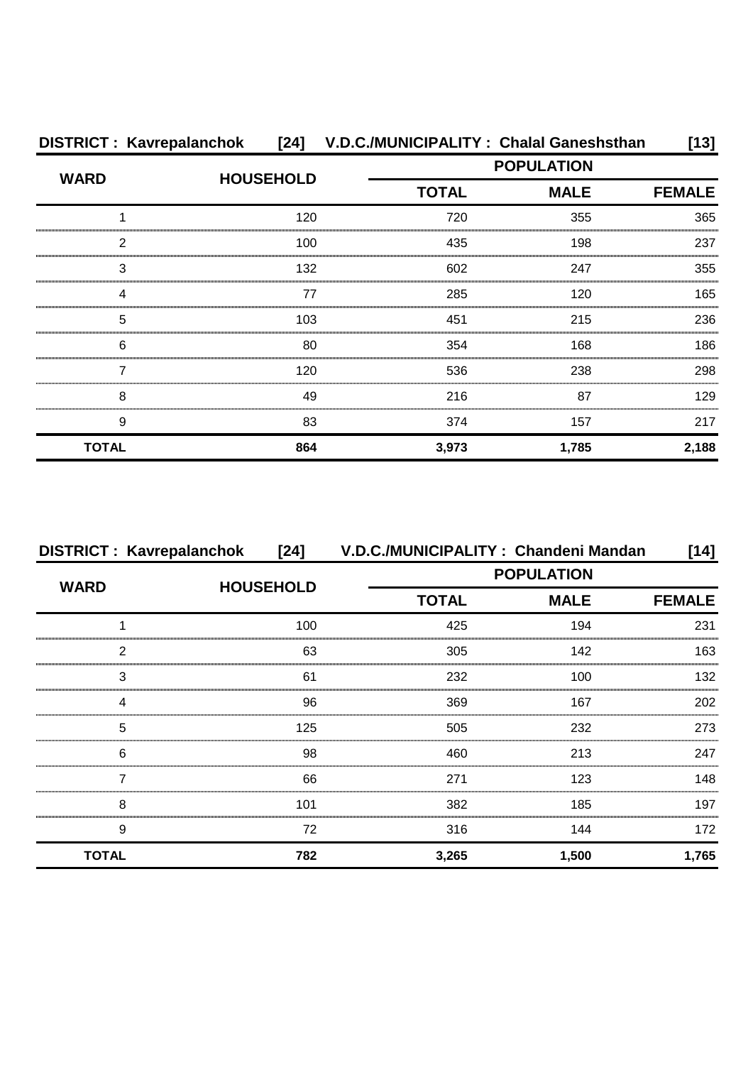**DISTRICT : Kavrepalanchok [24] V.D.C./MUNICIPALITY : Chalal Ganeshsthan [13]**

| WARD | HOUSEHOLD | POPULATION | | |
|---|---|---|---|---|
| | | TOTAL | MALE | FEMALE |
| 1 | 120 | 720 | 355 | 365 |
| 2 | 100 | 435 | 198 | 237 |
| 3 | 132 | 602 | 247 | 355 |
| 4 | 77 | 285 | 120 | 165 |
| 5 | 103 | 451 | 215 | 236 |
| 6 | 80 | 354 | 168 | 186 |
| 7 | 120 | 536 | 238 | 298 |
| 8 | 49 | 216 | 87 | 129 |
| 9 | 83 | 374 | 157 | 217 |
| **TOTAL** | **864** | **3,973** | **1,785** | **2,188** |

**DISTRICT : Kavrepalanchok [24] V.D.C./MUNICIPALITY : Chandeni Mandan [14]**

| WARD | HOUSEHOLD | POPULATION | | |
|---|---|---|---|---|
| | | TOTAL | MALE | FEMALE |
| 1 | 100 | 425 | 194 | 231 |
| 2 | 63 | 305 | 142 | 163 |
| 3 | 61 | 232 | 100 | 132 |
| 4 | 96 | 369 | 167 | 202 |
| 5 | 125 | 505 | 232 | 273 |
| 6 | 98 | 460 | 213 | 247 |
| 7 | 66 | 271 | 123 | 148 |
| 8 | 101 | 382 | 185 | 197 |
| 9 | 72 | 316 | 144 | 172 |
| **TOTAL** | **782** | **3,265** | **1,500** | **1,765** |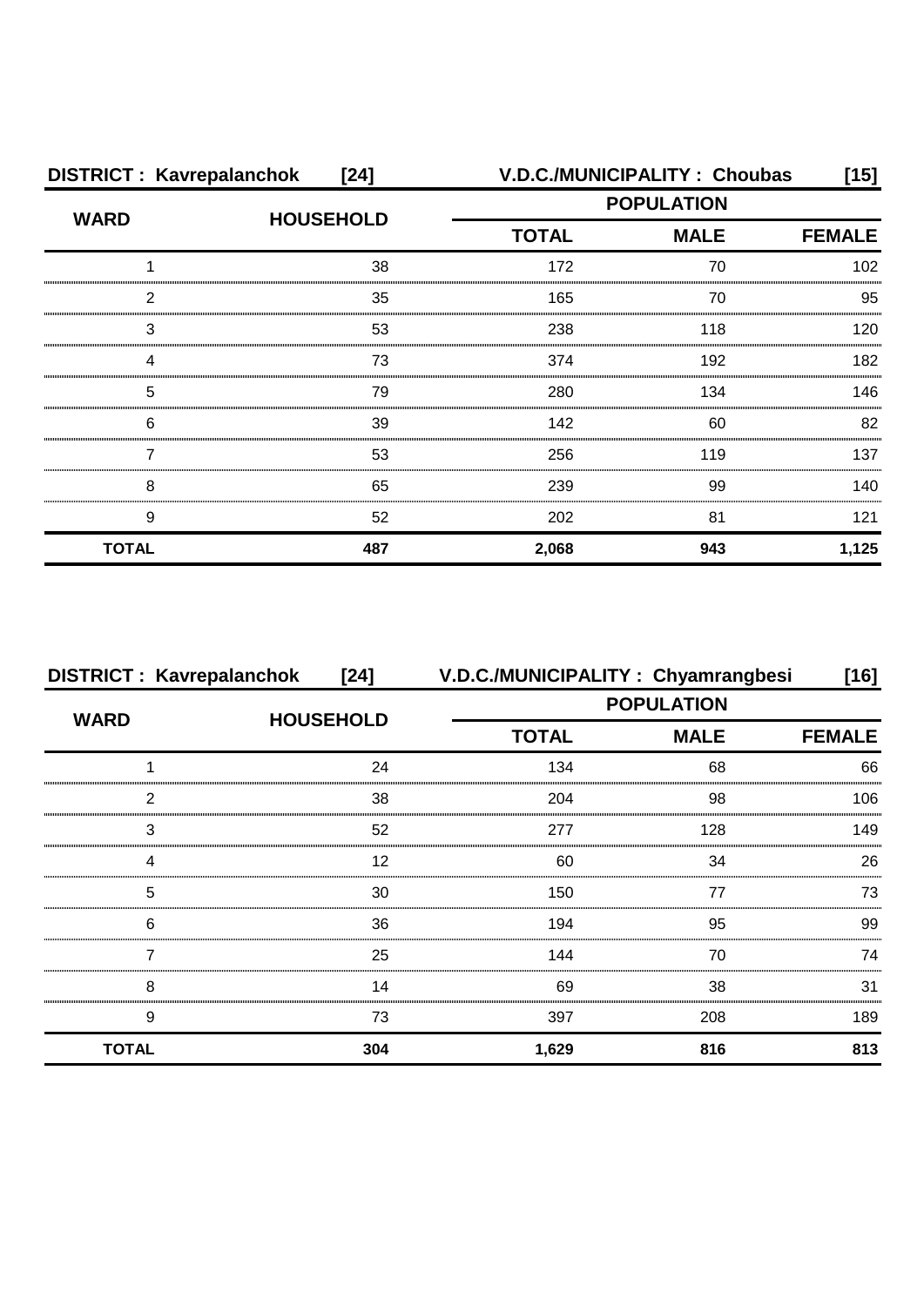| DISTRICT : Kavrepalanchok [24] | | V.D.C./MUNICIPALITY : Choubas [15] | | |
|---|---|---|---|---|
| WARD | HOUSEHOLD | POPULATION | | |
| | | TOTAL | MALE | FEMALE |
| 1 | 38 | 172 | 70 | 102 |
| 2 | 35 | 165 | 70 | 95 |
| 3 | 53 | 238 | 118 | 120 |
| 4 | 73 | 374 | 192 | 182 |
| 5 | 79 | 280 | 134 | 146 |
| 6 | 39 | 142 | 60 | 82 |
| 7 | 53 | 256 | 119 | 137 |
| 8 | 65 | 239 | 99 | 140 |
| 9 | 52 | 202 | 81 | 121 |
| **TOTAL** | **487** | **2,068** | **943** | **1,125** |

| DISTRICT : Kavrepalanchok [24] | | V.D.C./MUNICIPALITY : Chyamrangbesi [16] | | |
|---|---|---|---|---|
| WARD | HOUSEHOLD | POPULATION | | |
| | | TOTAL | MALE | FEMALE |
| 1 | 24 | 134 | 68 | 66 |
| 2 | 38 | 204 | 98 | 106 |
| 3 | 52 | 277 | 128 | 149 |
| 4 | 12 | 60 | 34 | 26 |
| 5 | 30 | 150 | 77 | 73 |
| 6 | 36 | 194 | 95 | 99 |
| 7 | 25 | 144 | 70 | 74 |
| 8 | 14 | 69 | 38 | 31 |
| 9 | 73 | 397 | 208 | 189 |
| **TOTAL** | **304** | **1,629** | **816** | **813** |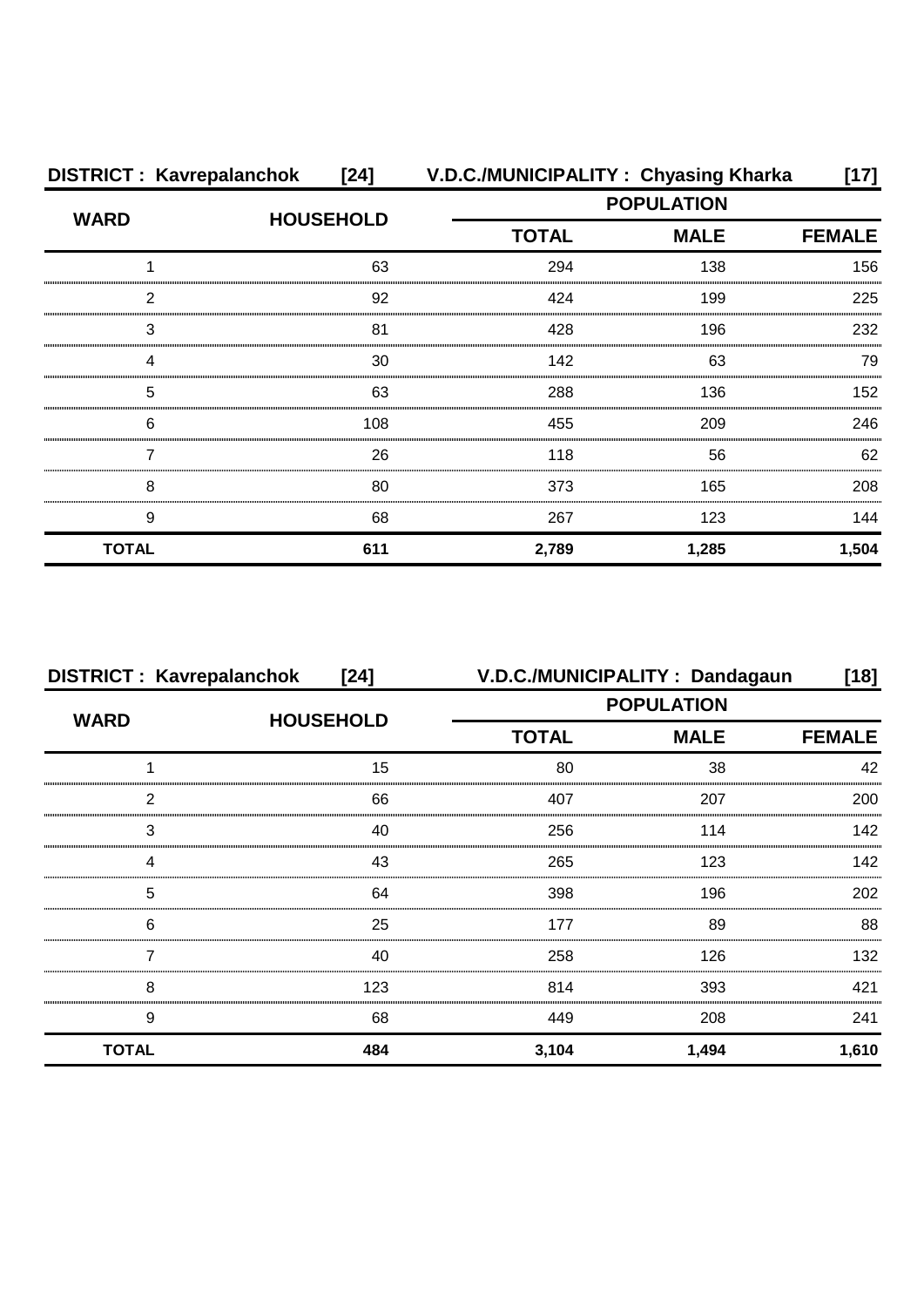**DISTRICT : Kavrepalanchok [24] V.D.C./MUNICIPALITY : Chyasing Kharka [17]**

| WARD | HOUSEHOLD | POPULATION | | |
|---|---|---|---|---|
| | | TOTAL | MALE | FEMALE |
| 1 | 63 | 294 | 138 | 156 |
| 2 | 92 | 424 | 199 | 225 |
| 3 | 81 | 428 | 196 | 232 |
| 4 | 30 | 142 | 63 | 79 |
| 5 | 63 | 288 | 136 | 152 |
| 6 | 108 | 455 | 209 | 246 |
| 7 | 26 | 118 | 56 | 62 |
| 8 | 80 | 373 | 165 | 208 |
| 9 | 68 | 267 | 123 | 144 |
| **TOTAL** | **611** | **2,789** | **1,285** | **1,504** |

**DISTRICT : Kavrepalanchok [24] V.D.C./MUNICIPALITY : Dandagaun [18]**

| WARD | HOUSEHOLD | POPULATION | | |
|---|---|---|---|---|
| | | TOTAL | MALE | FEMALE |
| 1 | 15 | 80 | 38 | 42 |
| 2 | 66 | 407 | 207 | 200 |
| 3 | 40 | 256 | 114 | 142 |
| 4 | 43 | 265 | 123 | 142 |
| 5 | 64 | 398 | 196 | 202 |
| 6 | 25 | 177 | 89 | 88 |
| 7 | 40 | 258 | 126 | 132 |
| 8 | 123 | 814 | 393 | 421 |
| 9 | 68 | 449 | 208 | 241 |
| **TOTAL** | **484** | **3,104** | **1,494** | **1,610** |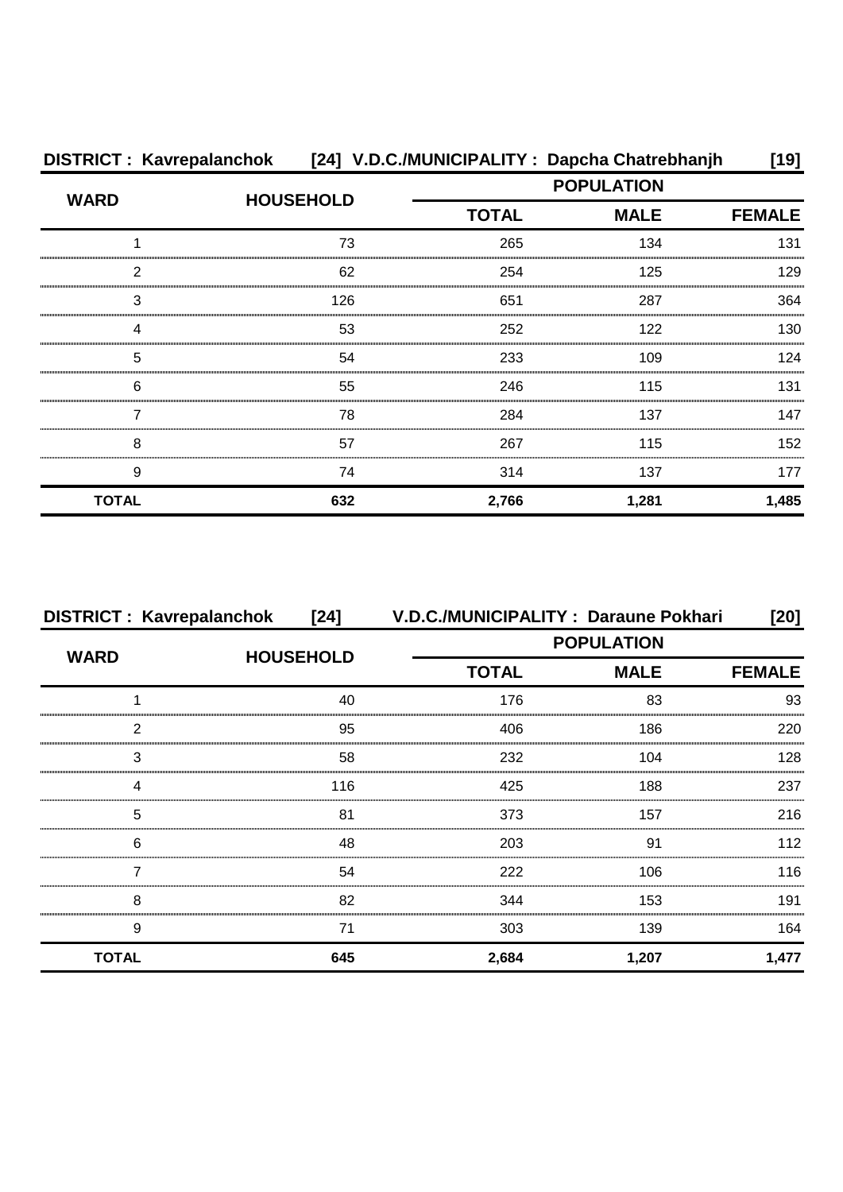**DISTRICT : Kavrepalanchok [24] V.D.C./MUNICIPALITY : Dapcha Chatrebhanjh [19]**

| WARD | HOUSEHOLD | POPULATION | | |
|---|---|---|---|---|
| | | TOTAL | MALE | FEMALE |
| 1 | 73 | 265 | 134 | 131 |
| 2 | 62 | 254 | 125 | 129 |
| 3 | 126 | 651 | 287 | 364 |
| 4 | 53 | 252 | 122 | 130 |
| 5 | 54 | 233 | 109 | 124 |
| 6 | 55 | 246 | 115 | 131 |
| 7 | 78 | 284 | 137 | 147 |
| 8 | 57 | 267 | 115 | 152 |
| 9 | 74 | 314 | 137 | 177 |
| **TOTAL** | **632** | **2,766** | **1,281** | **1,485** |

**DISTRICT : Kavrepalanchok [24] V.D.C./MUNICIPALITY : Daraune Pokhari [20]**

| WARD | HOUSEHOLD | POPULATION | | |
|---|---|---|---|---|
| | | TOTAL | MALE | FEMALE |
| 1 | 40 | 176 | 83 | 93 |
| 2 | 95 | 406 | 186 | 220 |
| 3 | 58 | 232 | 104 | 128 |
| 4 | 116 | 425 | 188 | 237 |
| 5 | 81 | 373 | 157 | 216 |
| 6 | 48 | 203 | 91 | 112 |
| 7 | 54 | 222 | 106 | 116 |
| 8 | 82 | 344 | 153 | 191 |
| 9 | 71 | 303 | 139 | 164 |
| **TOTAL** | **645** | **2,684** | **1,207** | **1,477** |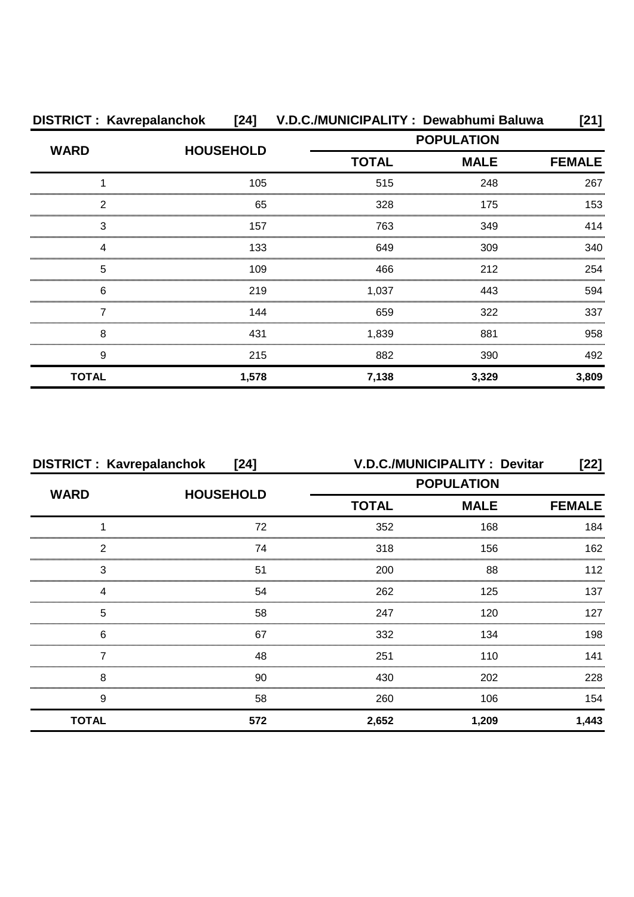**DISTRICT : Kavrepalanchok [24] V.D.C./MUNICIPALITY : Dewabhumi Baluwa [21]**

| WARD | HOUSEHOLD | POPULATION | | |
|---|---|---|---|---|
| | | TOTAL | MALE | FEMALE |
| 1 | 105 | 515 | 248 | 267 |
| 2 | 65 | 328 | 175 | 153 |
| 3 | 157 | 763 | 349 | 414 |
| 4 | 133 | 649 | 309 | 340 |
| 5 | 109 | 466 | 212 | 254 |
| 6 | 219 | 1,037 | 443 | 594 |
| 7 | 144 | 659 | 322 | 337 |
| 8 | 431 | 1,839 | 881 | 958 |
| 9 | 215 | 882 | 390 | 492 |
| **TOTAL** | **1,578** | **7,138** | **3,329** | **3,809** |

**DISTRICT : Kavrepalanchok [24] V.D.C./MUNICIPALITY : Devitar [22]**

| WARD | HOUSEHOLD | POPULATION | | |
|---|---|---|---|---|
| | | TOTAL | MALE | FEMALE |
| 1 | 72 | 352 | 168 | 184 |
| 2 | 74 | 318 | 156 | 162 |
| 3 | 51 | 200 | 88 | 112 |
| 4 | 54 | 262 | 125 | 137 |
| 5 | 58 | 247 | 120 | 127 |
| 6 | 67 | 332 | 134 | 198 |
| 7 | 48 | 251 | 110 | 141 |
| 8 | 90 | 430 | 202 | 228 |
| 9 | 58 | 260 | 106 | 154 |
| **TOTAL** | **572** | **2,652** | **1,209** | **1,443** |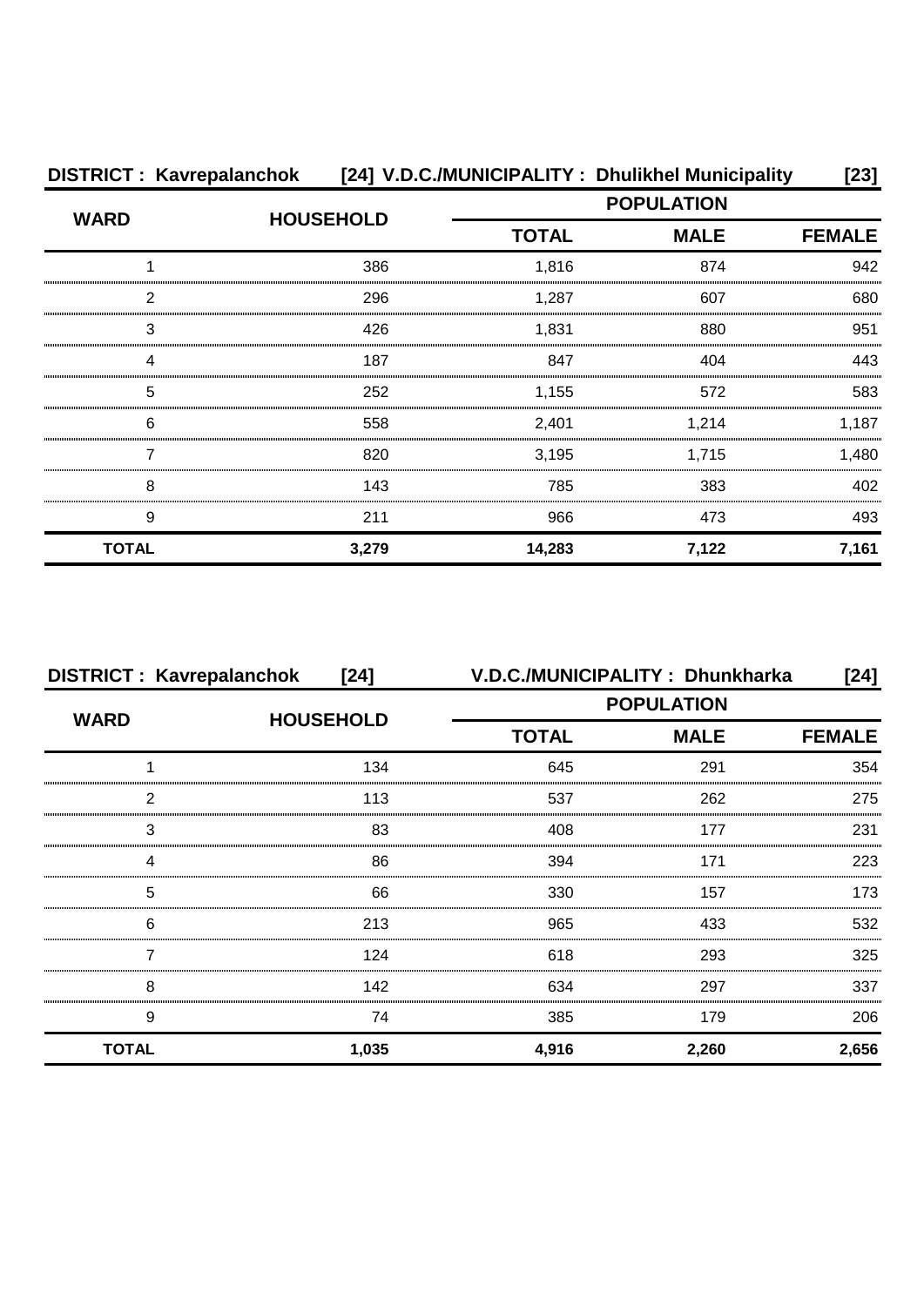**DISTRICT : Kavrepalanchok [24] V.D.C./MUNICIPALITY : Dhulikhel Municipality [23]**

| WARD | HOUSEHOLD | POPULATION | | |
|---|---|---|---|---|
| | | TOTAL | MALE | FEMALE |
| 1 | 386 | 1,816 | 874 | 942 |
| 2 | 296 | 1,287 | 607 | 680 |
| 3 | 426 | 1,831 | 880 | 951 |
| 4 | 187 | 847 | 404 | 443 |
| 5 | 252 | 1,155 | 572 | 583 |
| 6 | 558 | 2,401 | 1,214 | 1,187 |
| 7 | 820 | 3,195 | 1,715 | 1,480 |
| 8 | 143 | 785 | 383 | 402 |
| 9 | 211 | 966 | 473 | 493 |
| **TOTAL** | **3,279** | **14,283** | **7,122** | **7,161** |

**DISTRICT : Kavrepalanchok [24] V.D.C./MUNICIPALITY : Dhunkharka [24]**

| WARD | HOUSEHOLD | POPULATION | | |
|---|---|---|---|---|
| | | TOTAL | MALE | FEMALE |
| 1 | 134 | 645 | 291 | 354 |
| 2 | 113 | 537 | 262 | 275 |
| 3 | 83 | 408 | 177 | 231 |
| 4 | 86 | 394 | 171 | 223 |
| 5 | 66 | 330 | 157 | 173 |
| 6 | 213 | 965 | 433 | 532 |
| 7 | 124 | 618 | 293 | 325 |
| 8 | 142 | 634 | 297 | 337 |
| 9 | 74 | 385 | 179 | 206 |
| **TOTAL** | **1,035** | **4,916** | **2,260** | **2,656** |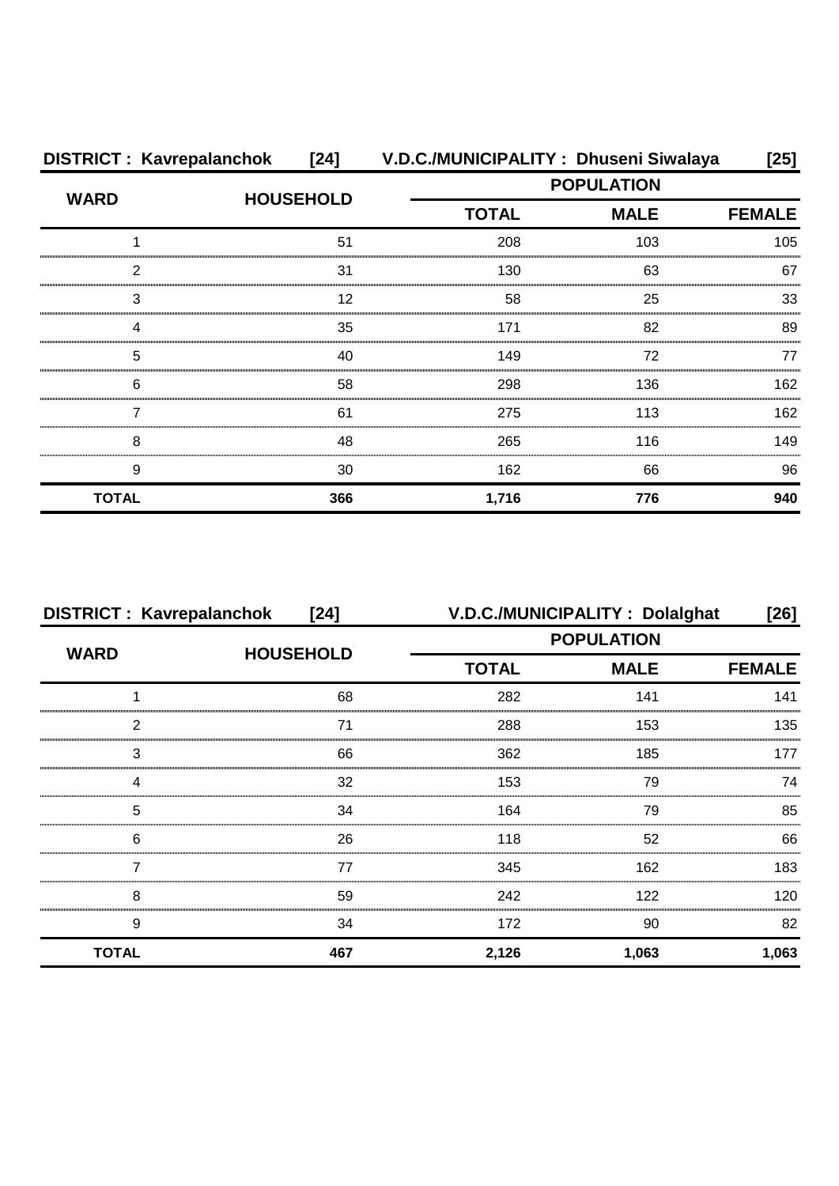**DISTRICT : Kavrepalanchok [24] V.D.C./MUNICIPALITY : Dhuseni Siwalaya [25]**

| WARD | HOUSEHOLD | POPULATION | | |
|---|---|---|---|---|
| | | TOTAL | MALE | FEMALE |
| 1 | 51 | 208 | 103 | 105 |
| 2 | 31 | 130 | 63 | 67 |
| 3 | 12 | 58 | 25 | 33 |
| 4 | 35 | 171 | 82 | 89 |
| 5 | 40 | 149 | 72 | 77 |
| 6 | 58 | 298 | 136 | 162 |
| 7 | 61 | 275 | 113 | 162 |
| 8 | 48 | 265 | 116 | 149 |
| 9 | 30 | 162 | 66 | 96 |
| **TOTAL** | **366** | **1,716** | **776** | **940** |

**DISTRICT : Kavrepalanchok [24] V.D.C./MUNICIPALITY : Dolalghat [26]**

| WARD | HOUSEHOLD | POPULATION | | |
|---|---|---|---|---|
| | | TOTAL | MALE | FEMALE |
| 1 | 68 | 282 | 141 | 141 |
| 2 | 71 | 288 | 153 | 135 |
| 3 | 66 | 362 | 185 | 177 |
| 4 | 32 | 153 | 79 | 74 |
| 5 | 34 | 164 | 79 | 85 |
| 6 | 26 | 118 | 52 | 66 |
| 7 | 77 | 345 | 162 | 183 |
| 8 | 59 | 242 | 122 | 120 |
| 9 | 34 | 172 | 90 | 82 |
| **TOTAL** | **467** | **2,126** | **1,063** | **1,063** |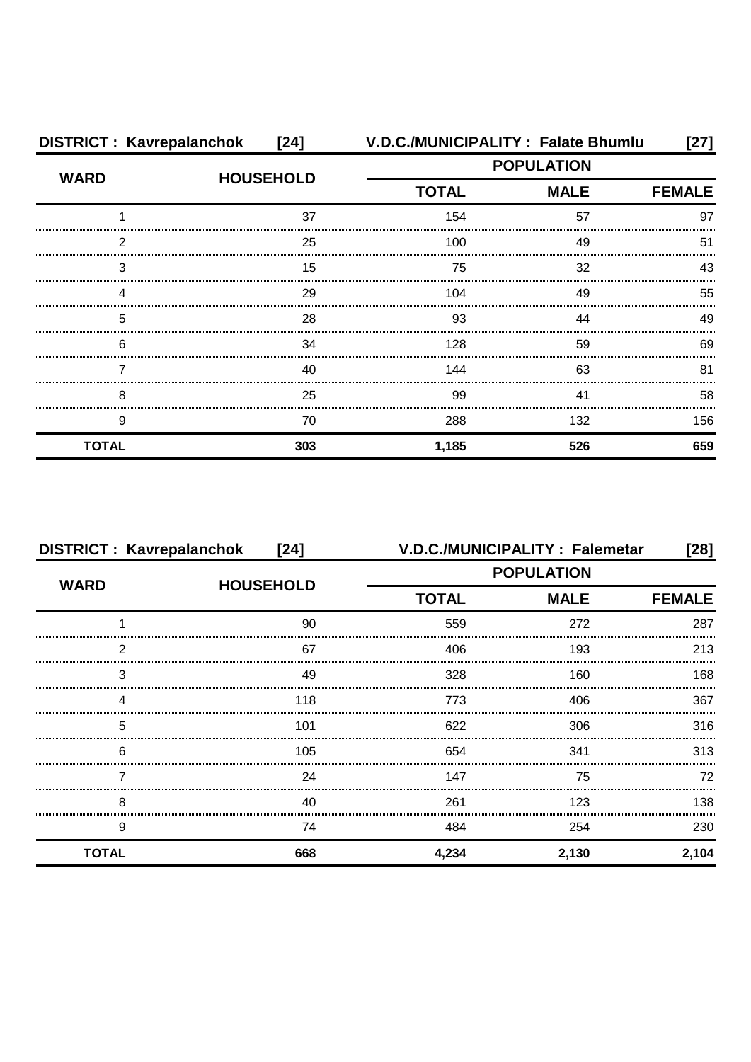**DISTRICT : Kavrepalanchok [24]** **V.D.C./MUNICIPALITY : Falate Bhumlu [27]**

| WARD | HOUSEHOLD | POPULATION | | |
|---|---|---|---|---|
| | | TOTAL | MALE | FEMALE |
| 1 | 37 | 154 | 57 | 97 |
| 2 | 25 | 100 | 49 | 51 |
| 3 | 15 | 75 | 32 | 43 |
| 4 | 29 | 104 | 49 | 55 |
| 5 | 28 | 93 | 44 | 49 |
| 6 | 34 | 128 | 59 | 69 |
| 7 | 40 | 144 | 63 | 81 |
| 8 | 25 | 99 | 41 | 58 |
| 9 | 70 | 288 | 132 | 156 |
| **TOTAL** | **303** | **1,185** | **526** | **659** |

**DISTRICT : Kavrepalanchok [24]** **V.D.C./MUNICIPALITY : Falemetar [28]**

| WARD | HOUSEHOLD | POPULATION | | |
|---|---|---|---|---|
| | | TOTAL | MALE | FEMALE |
| 1 | 90 | 559 | 272 | 287 |
| 2 | 67 | 406 | 193 | 213 |
| 3 | 49 | 328 | 160 | 168 |
| 4 | 118 | 773 | 406 | 367 |
| 5 | 101 | 622 | 306 | 316 |
| 6 | 105 | 654 | 341 | 313 |
| 7 | 24 | 147 | 75 | 72 |
| 8 | 40 | 261 | 123 | 138 |
| 9 | 74 | 484 | 254 | 230 |
| **TOTAL** | **668** | **4,234** | **2,130** | **2,104** |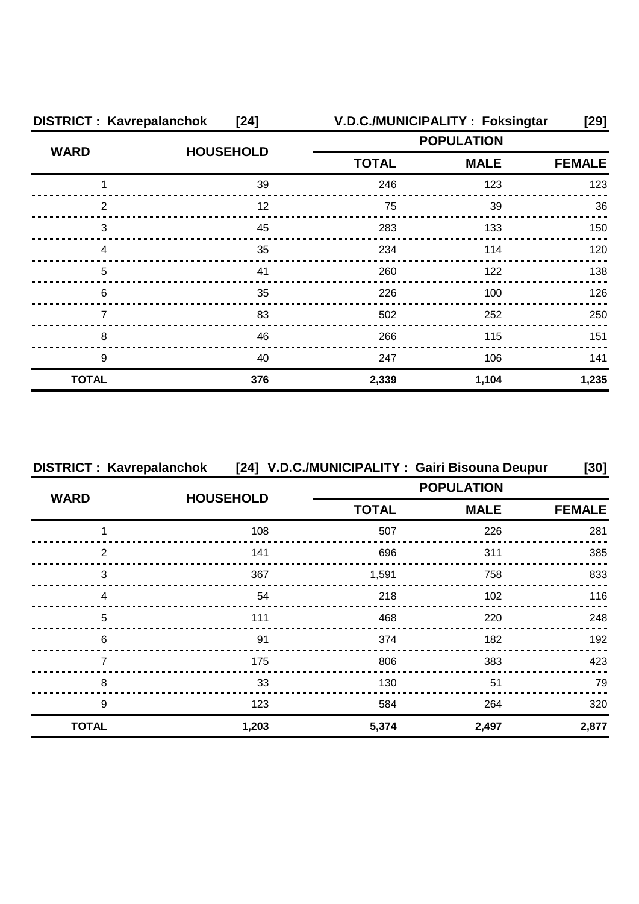**DISTRICT : Kavrepalanchok [24] V.D.C./MUNICIPALITY : Foksingtar [29]**

| WARD | HOUSEHOLD | POPULATION | | |
|---|---|---|---|---|
| | | TOTAL | MALE | FEMALE |
| 1 | 39 | 246 | 123 | 123 |
| 2 | 12 | 75 | 39 | 36 |
| 3 | 45 | 283 | 133 | 150 |
| 4 | 35 | 234 | 114 | 120 |
| 5 | 41 | 260 | 122 | 138 |
| 6 | 35 | 226 | 100 | 126 |
| 7 | 83 | 502 | 252 | 250 |
| 8 | 46 | 266 | 115 | 151 |
| 9 | 40 | 247 | 106 | 141 |
| **TOTAL** | **376** | **2,339** | **1,104** | **1,235** |

**DISTRICT : Kavrepalanchok [24] V.D.C./MUNICIPALITY : Gairi Bisouna Deupur [30]**

| WARD | HOUSEHOLD | POPULATION | | |
|---|---|---|---|---|
| | | TOTAL | MALE | FEMALE |
| 1 | 108 | 507 | 226 | 281 |
| 2 | 141 | 696 | 311 | 385 |
| 3 | 367 | 1,591 | 758 | 833 |
| 4 | 54 | 218 | 102 | 116 |
| 5 | 111 | 468 | 220 | 248 |
| 6 | 91 | 374 | 182 | 192 |
| 7 | 175 | 806 | 383 | 423 |
| 8 | 33 | 130 | 51 | 79 |
| 9 | 123 | 584 | 264 | 320 |
| **TOTAL** | **1,203** | **5,374** | **2,497** | **2,877** |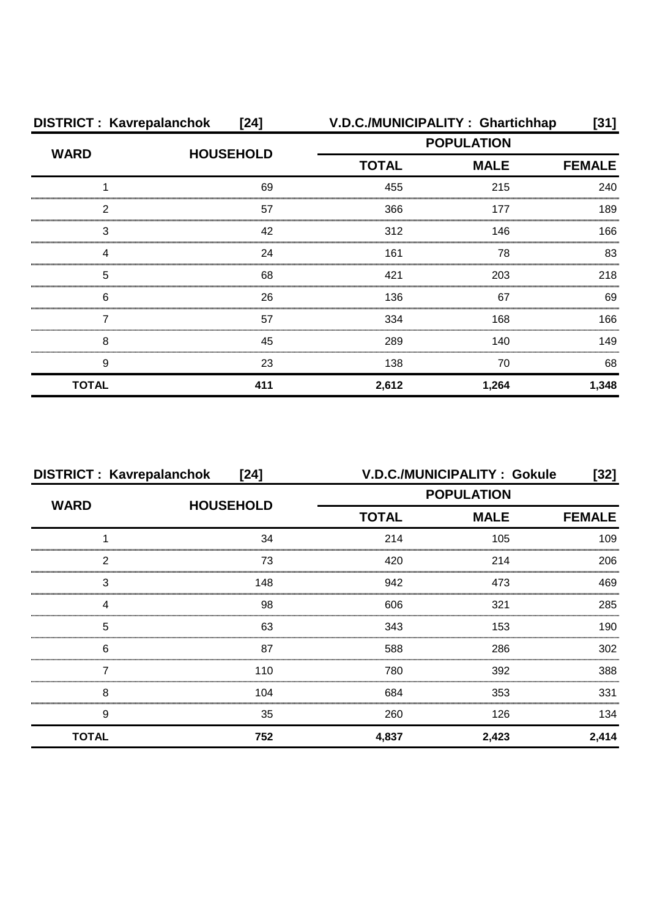**DISTRICT : Kavrepalanchok [24]** **V.D.C./MUNICIPALITY : Ghartichhap [31]**

| WARD | HOUSEHOLD | POPULATION | | |
|---|---|---|---|---|
| | | TOTAL | MALE | FEMALE |
| 1 | 69 | 455 | 215 | 240 |
| 2 | 57 | 366 | 177 | 189 |
| 3 | 42 | 312 | 146 | 166 |
| 4 | 24 | 161 | 78 | 83 |
| 5 | 68 | 421 | 203 | 218 |
| 6 | 26 | 136 | 67 | 69 |
| 7 | 57 | 334 | 168 | 166 |
| 8 | 45 | 289 | 140 | 149 |
| 9 | 23 | 138 | 70 | 68 |
| **TOTAL** | **411** | **2,612** | **1,264** | **1,348** |

**DISTRICT : Kavrepalanchok [24]** **V.D.C./MUNICIPALITY : Gokule [32]**

| WARD | HOUSEHOLD | POPULATION | | |
|---|---|---|---|---|
| | | TOTAL | MALE | FEMALE |
| 1 | 34 | 214 | 105 | 109 |
| 2 | 73 | 420 | 214 | 206 |
| 3 | 148 | 942 | 473 | 469 |
| 4 | 98 | 606 | 321 | 285 |
| 5 | 63 | 343 | 153 | 190 |
| 6 | 87 | 588 | 286 | 302 |
| 7 | 110 | 780 | 392 | 388 |
| 8 | 104 | 684 | 353 | 331 |
| 9 | 35 | 260 | 126 | 134 |
| **TOTAL** | **752** | **4,837** | **2,423** | **2,414** |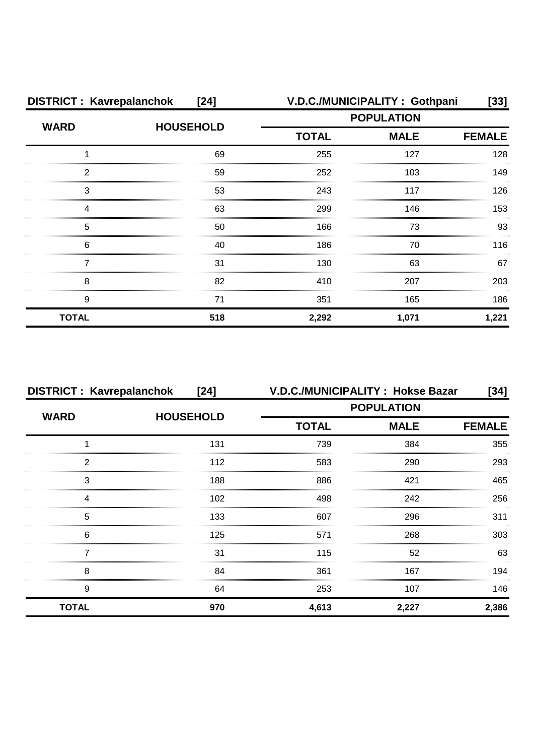**DISTRICT : Kavrepalanchok [24]** **V.D.C./MUNICIPALITY : Gothpani [33]**

| WARD | HOUSEHOLD | POPULATION | | |
|---|---|---|---|---|
| | | TOTAL | MALE | FEMALE |
| 1 | 69 | 255 | 127 | 128 |
| 2 | 59 | 252 | 103 | 149 |
| 3 | 53 | 243 | 117 | 126 |
| 4 | 63 | 299 | 146 | 153 |
| 5 | 50 | 166 | 73 | 93 |
| 6 | 40 | 186 | 70 | 116 |
| 7 | 31 | 130 | 63 | 67 |
| 8 | 82 | 410 | 207 | 203 |
| 9 | 71 | 351 | 165 | 186 |
| **TOTAL** | **518** | **2,292** | **1,071** | **1,221** |

**DISTRICT : Kavrepalanchok [24]** **V.D.C./MUNICIPALITY : Hokse Bazar [34]**

| WARD | HOUSEHOLD | POPULATION | | |
|---|---|---|---|---|
| | | TOTAL | MALE | FEMALE |
| 1 | 131 | 739 | 384 | 355 |
| 2 | 112 | 583 | 290 | 293 |
| 3 | 188 | 886 | 421 | 465 |
| 4 | 102 | 498 | 242 | 256 |
| 5 | 133 | 607 | 296 | 311 |
| 6 | 125 | 571 | 268 | 303 |
| 7 | 31 | 115 | 52 | 63 |
| 8 | 84 | 361 | 167 | 194 |
| 9 | 64 | 253 | 107 | 146 |
| **TOTAL** | **970** | **4,613** | **2,227** | **2,386** |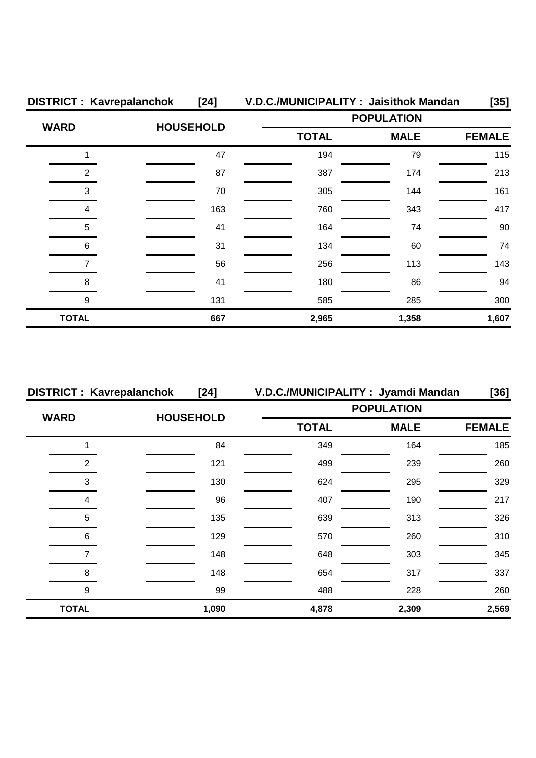**DISTRICT : Kavrepalanchok [24] V.D.C./MUNICIPALITY : Jaisithok Mandan [35]**

| WARD | HOUSEHOLD | POPULATION | | |
|---|---|---|---|---|
| | | TOTAL | MALE | FEMALE |
| 1 | 47 | 194 | 79 | 115 |
| 2 | 87 | 387 | 174 | 213 |
| 3 | 70 | 305 | 144 | 161 |
| 4 | 163 | 760 | 343 | 417 |
| 5 | 41 | 164 | 74 | 90 |
| 6 | 31 | 134 | 60 | 74 |
| 7 | 56 | 256 | 113 | 143 |
| 8 | 41 | 180 | 86 | 94 |
| 9 | 131 | 585 | 285 | 300 |
| **TOTAL** | **667** | **2,965** | **1,358** | **1,607** |

**DISTRICT : Kavrepalanchok [24] V.D.C./MUNICIPALITY : Jyamdi Mandan [36]**

| WARD | HOUSEHOLD | POPULATION | | |
|---|---|---|---|---|
| | | TOTAL | MALE | FEMALE |
| 1 | 84 | 349 | 164 | 185 |
| 2 | 121 | 499 | 239 | 260 |
| 3 | 130 | 624 | 295 | 329 |
| 4 | 96 | 407 | 190 | 217 |
| 5 | 135 | 639 | 313 | 326 |
| 6 | 129 | 570 | 260 | 310 |
| 7 | 148 | 648 | 303 | 345 |
| 8 | 148 | 654 | 317 | 337 |
| 9 | 99 | 488 | 228 | 260 |
| **TOTAL** | **1,090** | **4,878** | **2,309** | **2,569** |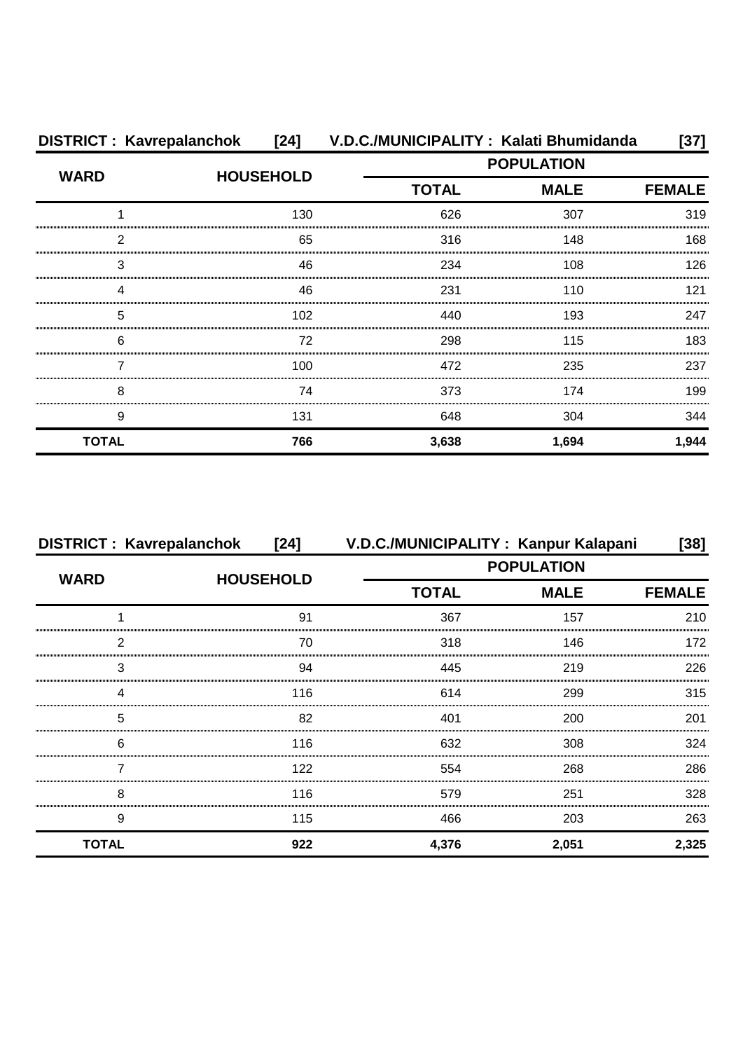**DISTRICT : Kavrepalanchok [24] V.D.C./MUNICIPALITY : Kalati Bhumidanda [37]**

| WARD | HOUSEHOLD | POPULATION | | |
|---|---|---|---|---|
| | | TOTAL | MALE | FEMALE |
| 1 | 130 | 626 | 307 | 319 |
| 2 | 65 | 316 | 148 | 168 |
| 3 | 46 | 234 | 108 | 126 |
| 4 | 46 | 231 | 110 | 121 |
| 5 | 102 | 440 | 193 | 247 |
| 6 | 72 | 298 | 115 | 183 |
| 7 | 100 | 472 | 235 | 237 |
| 8 | 74 | 373 | 174 | 199 |
| 9 | 131 | 648 | 304 | 344 |
| **TOTAL** | **766** | **3,638** | **1,694** | **1,944** |

**DISTRICT : Kavrepalanchok [24] V.D.C./MUNICIPALITY : Kanpur Kalapani [38]**

| WARD | HOUSEHOLD | POPULATION | | |
|---|---|---|---|---|
| | | TOTAL | MALE | FEMALE |
| 1 | 91 | 367 | 157 | 210 |
| 2 | 70 | 318 | 146 | 172 |
| 3 | 94 | 445 | 219 | 226 |
| 4 | 116 | 614 | 299 | 315 |
| 5 | 82 | 401 | 200 | 201 |
| 6 | 116 | 632 | 308 | 324 |
| 7 | 122 | 554 | 268 | 286 |
| 8 | 116 | 579 | 251 | 328 |
| 9 | 115 | 466 | 203 | 263 |
| **TOTAL** | **922** | **4,376** | **2,051** | **2,325** |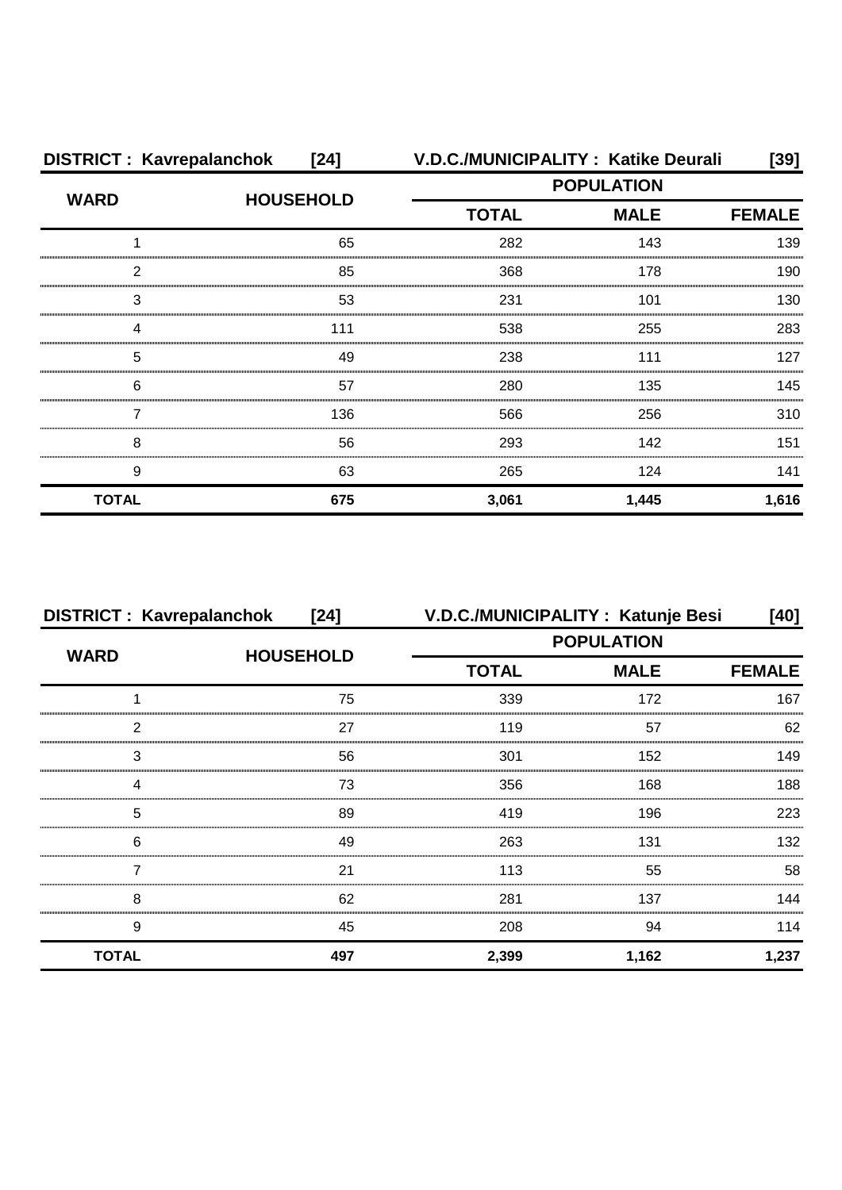**DISTRICT : Kavrepalanchok [24]** **V.D.C./MUNICIPALITY : Katike Deurali [39]**

| WARD | HOUSEHOLD | POPULATION | | |
|---|---|---|---|---|
| | | TOTAL | MALE | FEMALE |
| 1 | 65 | 282 | 143 | 139 |
| 2 | 85 | 368 | 178 | 190 |
| 3 | 53 | 231 | 101 | 130 |
| 4 | 111 | 538 | 255 | 283 |
| 5 | 49 | 238 | 111 | 127 |
| 6 | 57 | 280 | 135 | 145 |
| 7 | 136 | 566 | 256 | 310 |
| 8 | 56 | 293 | 142 | 151 |
| 9 | 63 | 265 | 124 | 141 |
| **TOTAL** | **675** | **3,061** | **1,445** | **1,616** |

**DISTRICT : Kavrepalanchok [24]** **V.D.C./MUNICIPALITY : Katunje Besi [40]**

| WARD | HOUSEHOLD | POPULATION | | |
|---|---|---|---|---|
| | | TOTAL | MALE | FEMALE |
| 1 | 75 | 339 | 172 | 167 |
| 2 | 27 | 119 | 57 | 62 |
| 3 | 56 | 301 | 152 | 149 |
| 4 | 73 | 356 | 168 | 188 |
| 5 | 89 | 419 | 196 | 223 |
| 6 | 49 | 263 | 131 | 132 |
| 7 | 21 | 113 | 55 | 58 |
| 8 | 62 | 281 | 137 | 144 |
| 9 | 45 | 208 | 94 | 114 |
| **TOTAL** | **497** | **2,399** | **1,162** | **1,237** |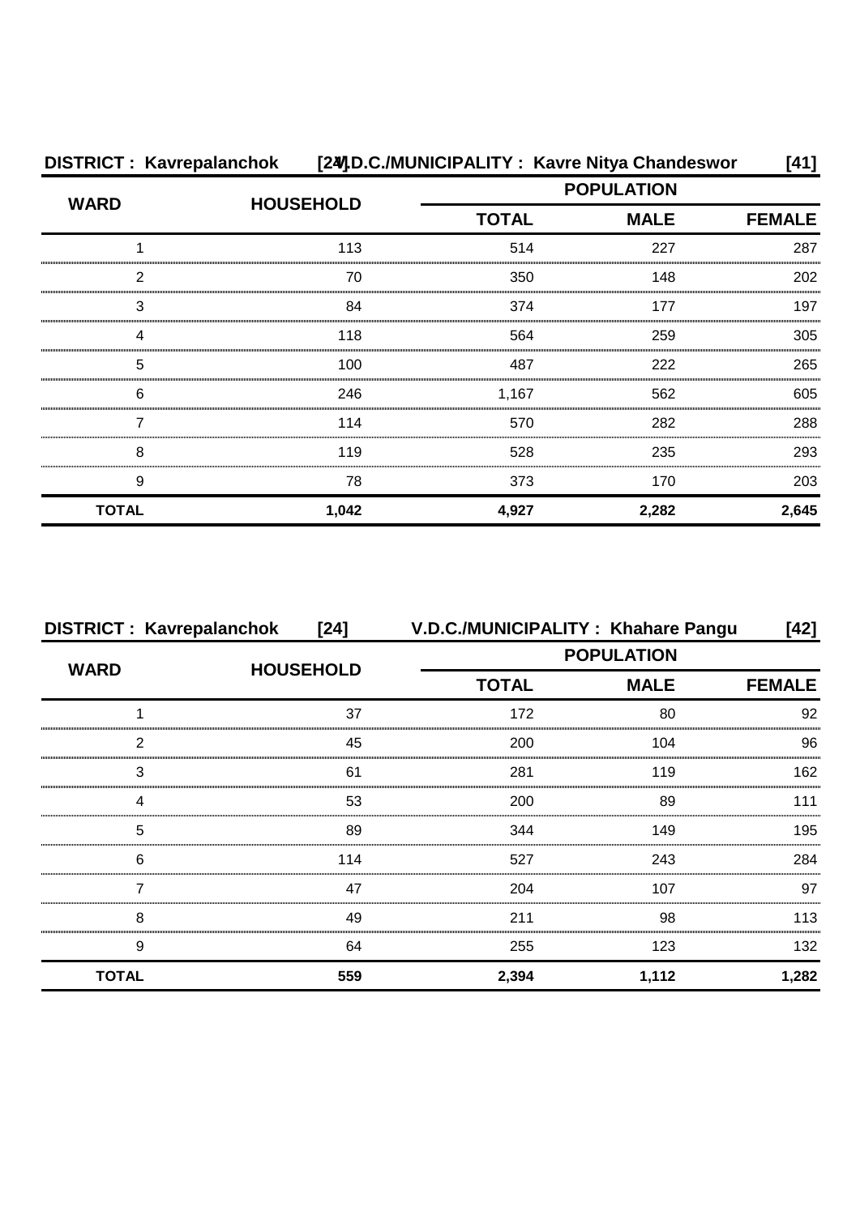**DISTRICT : Kavrepalanchok [24] V.D.C./MUNICIPALITY : Kavre Nitya Chandeswor [41]**

| WARD | HOUSEHOLD | POPULATION | | |
|---|---|---|---|---|
| | | TOTAL | MALE | FEMALE |
| 1 | 113 | 514 | 227 | 287 |
| 2 | 70 | 350 | 148 | 202 |
| 3 | 84 | 374 | 177 | 197 |
| 4 | 118 | 564 | 259 | 305 |
| 5 | 100 | 487 | 222 | 265 |
| 6 | 246 | 1,167 | 562 | 605 |
| 7 | 114 | 570 | 282 | 288 |
| 8 | 119 | 528 | 235 | 293 |
| 9 | 78 | 373 | 170 | 203 |
| **TOTAL** | **1,042** | **4,927** | **2,282** | **2,645** |

**DISTRICT : Kavrepalanchok [24] V.D.C./MUNICIPALITY : Khahare Pangu [42]**

| WARD | HOUSEHOLD | POPULATION | | |
|---|---|---|---|---|
| | | TOTAL | MALE | FEMALE |
| 1 | 37 | 172 | 80 | 92 |
| 2 | 45 | 200 | 104 | 96 |
| 3 | 61 | 281 | 119 | 162 |
| 4 | 53 | 200 | 89 | 111 |
| 5 | 89 | 344 | 149 | 195 |
| 6 | 114 | 527 | 243 | 284 |
| 7 | 47 | 204 | 107 | 97 |
| 8 | 49 | 211 | 98 | 113 |
| 9 | 64 | 255 | 123 | 132 |
| **TOTAL** | **559** | **2,394** | **1,112** | **1,282** |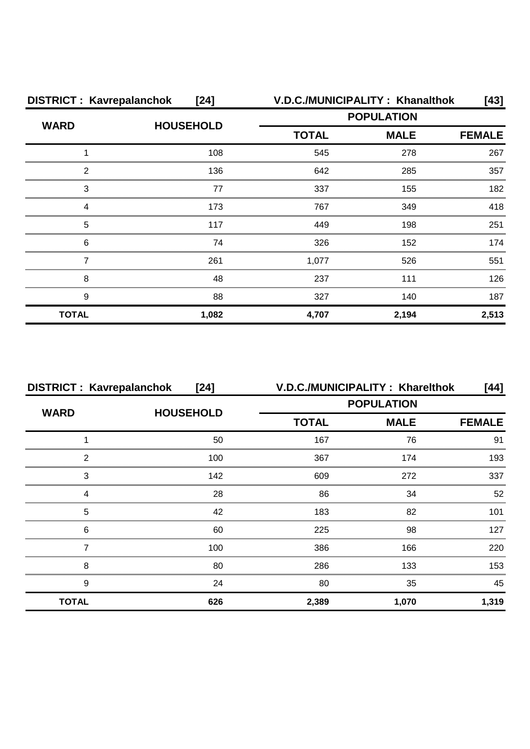| DISTRICT : Kavrepalanchok | [24] | V.D.C./MUNICIPALITY : Khanalthok | | [43] |
|---|---|---|---|---|
| WARD | HOUSEHOLD | POPULATION | | |
| | | TOTAL | MALE | FEMALE |
| 1 | 108 | 545 | 278 | 267 |
| 2 | 136 | 642 | 285 | 357 |
| 3 | 77 | 337 | 155 | 182 |
| 4 | 173 | 767 | 349 | 418 |
| 5 | 117 | 449 | 198 | 251 |
| 6 | 74 | 326 | 152 | 174 |
| 7 | 261 | 1,077 | 526 | 551 |
| 8 | 48 | 237 | 111 | 126 |
| 9 | 88 | 327 | 140 | 187 |
| **TOTAL** | **1,082** | **4,707** | **2,194** | **2,513** |

| DISTRICT : Kavrepalanchok | [24] | V.D.C./MUNICIPALITY : Kharelthok | | [44] |
|---|---|---|---|---|
| WARD | HOUSEHOLD | POPULATION | | |
| | | TOTAL | MALE | FEMALE |
| 1 | 50 | 167 | 76 | 91 |
| 2 | 100 | 367 | 174 | 193 |
| 3 | 142 | 609 | 272 | 337 |
| 4 | 28 | 86 | 34 | 52 |
| 5 | 42 | 183 | 82 | 101 |
| 6 | 60 | 225 | 98 | 127 |
| 7 | 100 | 386 | 166 | 220 |
| 8 | 80 | 286 | 133 | 153 |
| 9 | 24 | 80 | 35 | 45 |
| **TOTAL** | **626** | **2,389** | **1,070** | **1,319** |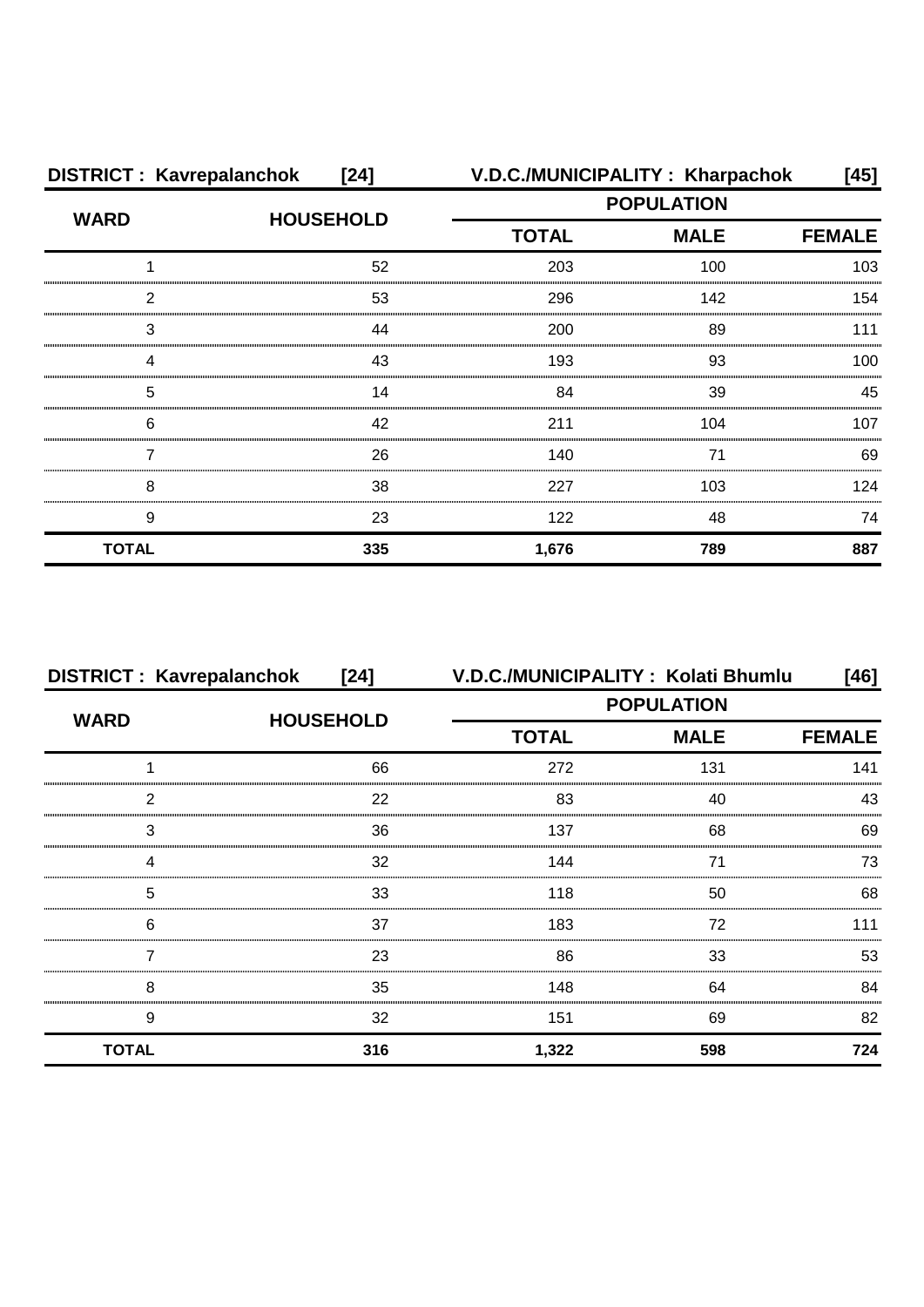| DISTRICT : Kavrepalanchok | [24] | V.D.C./MUNICIPALITY : Kharpachok | | [45] |
|---|---|---|---|---|
| WARD | HOUSEHOLD | POPULATION | | |
| | | TOTAL | MALE | FEMALE |
| 1 | 52 | 203 | 100 | 103 |
| 2 | 53 | 296 | 142 | 154 |
| 3 | 44 | 200 | 89 | 111 |
| 4 | 43 | 193 | 93 | 100 |
| 5 | 14 | 84 | 39 | 45 |
| 6 | 42 | 211 | 104 | 107 |
| 7 | 26 | 140 | 71 | 69 |
| 8 | 38 | 227 | 103 | 124 |
| 9 | 23 | 122 | 48 | 74 |
| **TOTAL** | **335** | **1,676** | **789** | **887** |

| DISTRICT : Kavrepalanchok | [24] | V.D.C./MUNICIPALITY : Kolati Bhumlu | | [46] |
|---|---|---|---|---|
| WARD | HOUSEHOLD | POPULATION | | |
| | | TOTAL | MALE | FEMALE |
| 1 | 66 | 272 | 131 | 141 |
| 2 | 22 | 83 | 40 | 43 |
| 3 | 36 | 137 | 68 | 69 |
| 4 | 32 | 144 | 71 | 73 |
| 5 | 33 | 118 | 50 | 68 |
| 6 | 37 | 183 | 72 | 111 |
| 7 | 23 | 86 | 33 | 53 |
| 8 | 35 | 148 | 64 | 84 |
| 9 | 32 | 151 | 69 | 82 |
| **TOTAL** | **316** | **1,322** | **598** | **724** |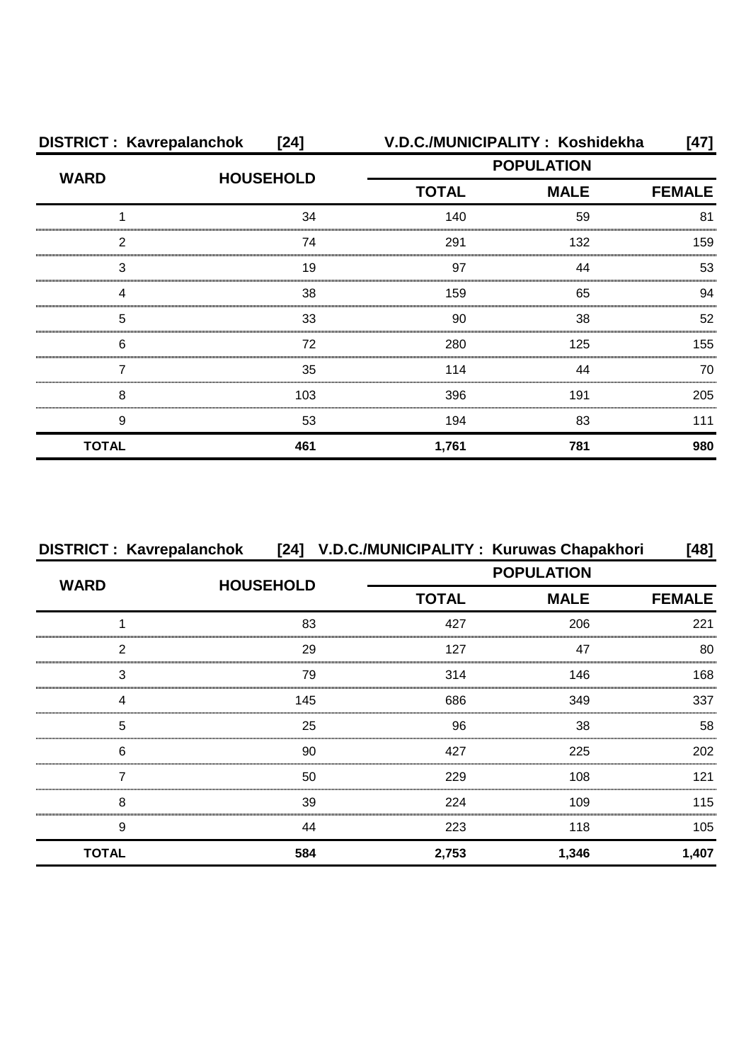**DISTRICT : Kavrepalanchok [24] V.D.C./MUNICIPALITY : Koshidekha [47]**

| WARD | HOUSEHOLD | POPULATION | | |
|---|---|---|---|---|
| | | TOTAL | MALE | FEMALE |
| 1 | 34 | 140 | 59 | 81 |
| 2 | 74 | 291 | 132 | 159 |
| 3 | 19 | 97 | 44 | 53 |
| 4 | 38 | 159 | 65 | 94 |
| 5 | 33 | 90 | 38 | 52 |
| 6 | 72 | 280 | 125 | 155 |
| 7 | 35 | 114 | 44 | 70 |
| 8 | 103 | 396 | 191 | 205 |
| 9 | 53 | 194 | 83 | 111 |
| **TOTAL** | **461** | **1,761** | **781** | **980** |

**DISTRICT : Kavrepalanchok [24] V.D.C./MUNICIPALITY : Kuruwas Chapakhori [48]**

| WARD | HOUSEHOLD | POPULATION | | |
|---|---|---|---|---|
| | | TOTAL | MALE | FEMALE |
| 1 | 83 | 427 | 206 | 221 |
| 2 | 29 | 127 | 47 | 80 |
| 3 | 79 | 314 | 146 | 168 |
| 4 | 145 | 686 | 349 | 337 |
| 5 | 25 | 96 | 38 | 58 |
| 6 | 90 | 427 | 225 | 202 |
| 7 | 50 | 229 | 108 | 121 |
| 8 | 39 | 224 | 109 | 115 |
| 9 | 44 | 223 | 118 | 105 |
| **TOTAL** | **584** | **2,753** | **1,346** | **1,407** |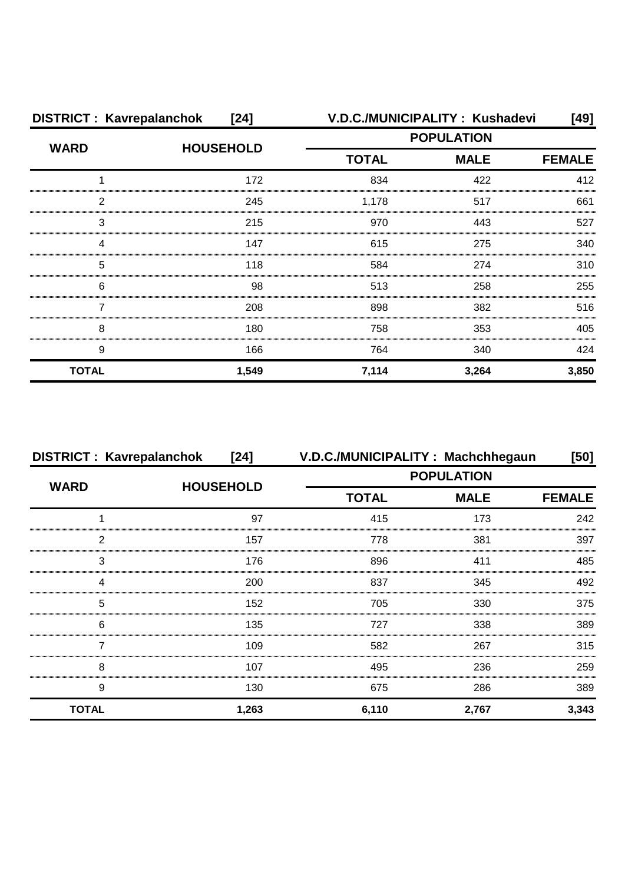**DISTRICT : Kavrepalanchok [24]** **V.D.C./MUNICIPALITY : Kushadevi [49]**

| WARD | HOUSEHOLD | POPULATION | | |
|---|---|---|---|---|
| | | TOTAL | MALE | FEMALE |
| 1 | 172 | 834 | 422 | 412 |
| 2 | 245 | 1,178 | 517 | 661 |
| 3 | 215 | 970 | 443 | 527 |
| 4 | 147 | 615 | 275 | 340 |
| 5 | 118 | 584 | 274 | 310 |
| 6 | 98 | 513 | 258 | 255 |
| 7 | 208 | 898 | 382 | 516 |
| 8 | 180 | 758 | 353 | 405 |
| 9 | 166 | 764 | 340 | 424 |
| **TOTAL** | **1,549** | **7,114** | **3,264** | **3,850** |

**DISTRICT : Kavrepalanchok [24]** **V.D.C./MUNICIPALITY : Machchhegaun [50]**

| WARD | HOUSEHOLD | POPULATION | | |
|---|---|---|---|---|
| | | TOTAL | MALE | FEMALE |
| 1 | 97 | 415 | 173 | 242 |
| 2 | 157 | 778 | 381 | 397 |
| 3 | 176 | 896 | 411 | 485 |
| 4 | 200 | 837 | 345 | 492 |
| 5 | 152 | 705 | 330 | 375 |
| 6 | 135 | 727 | 338 | 389 |
| 7 | 109 | 582 | 267 | 315 |
| 8 | 107 | 495 | 236 | 259 |
| 9 | 130 | 675 | 286 | 389 |
| **TOTAL** | **1,263** | **6,110** | **2,767** | **3,343** |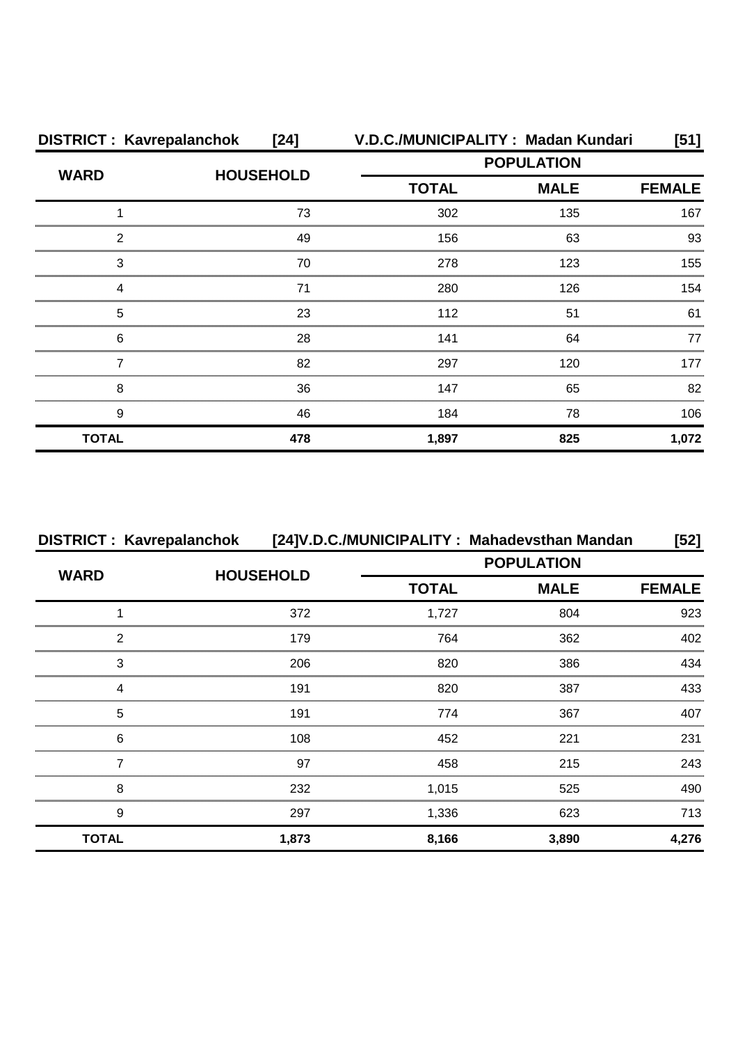**DISTRICT : Kavrepalanchok [24] V.D.C./MUNICIPALITY : Madan Kundari [51]**

| WARD | HOUSEHOLD | POPULATION | | |
|---|---|---|---|---|
| | | TOTAL | MALE | FEMALE |
| 1 | 73 | 302 | 135 | 167 |
| 2 | 49 | 156 | 63 | 93 |
| 3 | 70 | 278 | 123 | 155 |
| 4 | 71 | 280 | 126 | 154 |
| 5 | 23 | 112 | 51 | 61 |
| 6 | 28 | 141 | 64 | 77 |
| 7 | 82 | 297 | 120 | 177 |
| 8 | 36 | 147 | 65 | 82 |
| 9 | 46 | 184 | 78 | 106 |
| **TOTAL** | **478** | **1,897** | **825** | **1,072** |

**DISTRICT : Kavrepalanchok [24]V.D.C./MUNICIPALITY : Mahadevsthan Mandan [52]**

| WARD | HOUSEHOLD | POPULATION | | |
|---|---|---|---|---|
| | | TOTAL | MALE | FEMALE |
| 1 | 372 | 1,727 | 804 | 923 |
| 2 | 179 | 764 | 362 | 402 |
| 3 | 206 | 820 | 386 | 434 |
| 4 | 191 | 820 | 387 | 433 |
| 5 | 191 | 774 | 367 | 407 |
| 6 | 108 | 452 | 221 | 231 |
| 7 | 97 | 458 | 215 | 243 |
| 8 | 232 | 1,015 | 525 | 490 |
| 9 | 297 | 1,336 | 623 | 713 |
| **TOTAL** | **1,873** | **8,166** | **3,890** | **4,276** |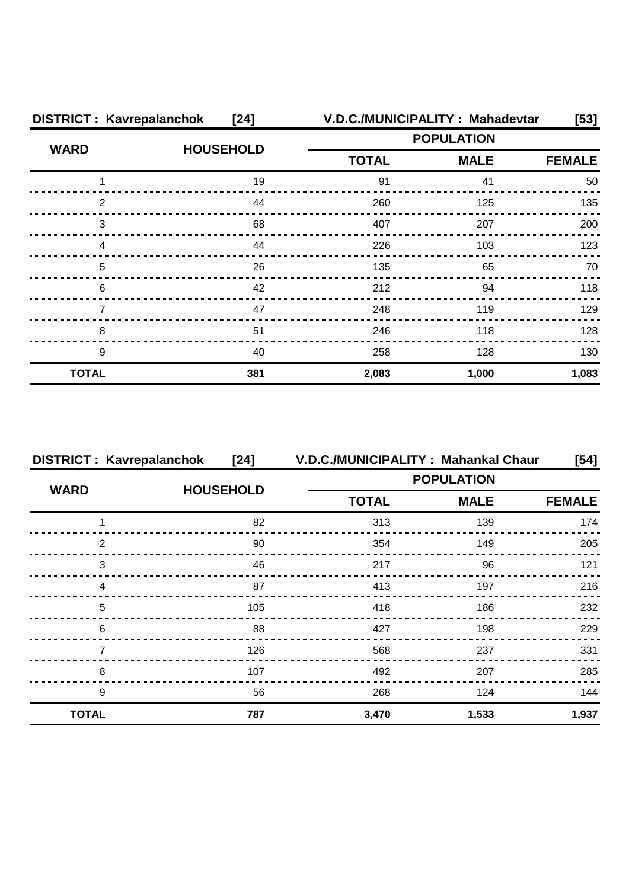**DISTRICT : Kavrepalanchok [24]** **V.D.C./MUNICIPALITY : Mahadevtar [53]**

| WARD | HOUSEHOLD | POPULATION | | |
|---|---|---|---|---|
| | | TOTAL | MALE | FEMALE |
| 1 | 19 | 91 | 41 | 50 |
| 2 | 44 | 260 | 125 | 135 |
| 3 | 68 | 407 | 207 | 200 |
| 4 | 44 | 226 | 103 | 123 |
| 5 | 26 | 135 | 65 | 70 |
| 6 | 42 | 212 | 94 | 118 |
| 7 | 47 | 248 | 119 | 129 |
| 8 | 51 | 246 | 118 | 128 |
| 9 | 40 | 258 | 128 | 130 |
| **TOTAL** | **381** | **2,083** | **1,000** | **1,083** |

**DISTRICT : Kavrepalanchok [24]** **V.D.C./MUNICIPALITY : Mahankal Chaur [54]**

| WARD | HOUSEHOLD | POPULATION | | |
|---|---|---|---|---|
| | | TOTAL | MALE | FEMALE |
| 1 | 82 | 313 | 139 | 174 |
| 2 | 90 | 354 | 149 | 205 |
| 3 | 46 | 217 | 96 | 121 |
| 4 | 87 | 413 | 197 | 216 |
| 5 | 105 | 418 | 186 | 232 |
| 6 | 88 | 427 | 198 | 229 |
| 7 | 126 | 568 | 237 | 331 |
| 8 | 107 | 492 | 207 | 285 |
| 9 | 56 | 268 | 124 | 144 |
| **TOTAL** | **787** | **3,470** | **1,533** | **1,937** |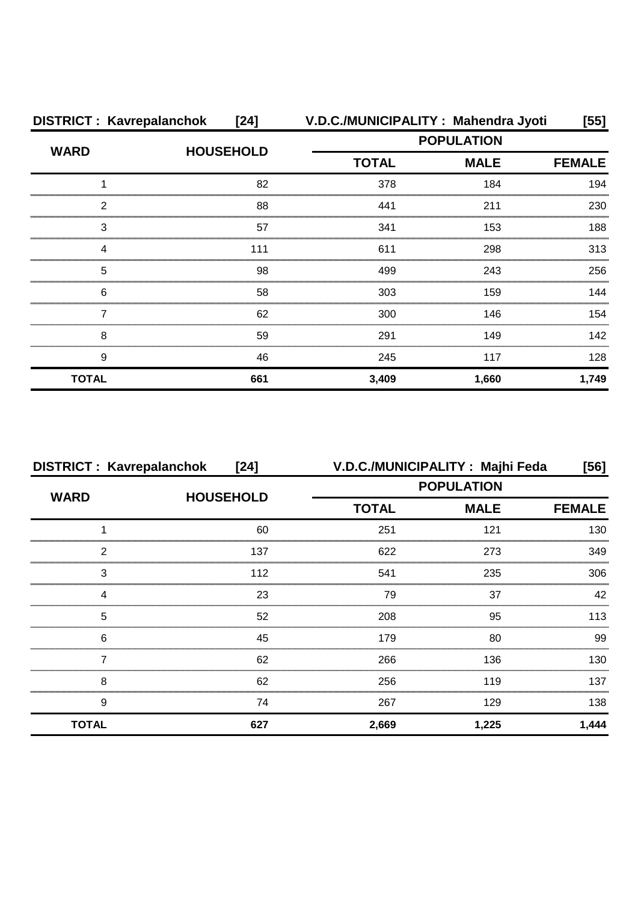**DISTRICT : Kavrepalanchok [24] V.D.C./MUNICIPALITY : Mahendra Jyoti [55]**

| WARD | HOUSEHOLD | POPULATION | | |
|---|---|---|---|---|
| | | TOTAL | MALE | FEMALE |
| 1 | 82 | 378 | 184 | 194 |
| 2 | 88 | 441 | 211 | 230 |
| 3 | 57 | 341 | 153 | 188 |
| 4 | 111 | 611 | 298 | 313 |
| 5 | 98 | 499 | 243 | 256 |
| 6 | 58 | 303 | 159 | 144 |
| 7 | 62 | 300 | 146 | 154 |
| 8 | 59 | 291 | 149 | 142 |
| 9 | 46 | 245 | 117 | 128 |
| **TOTAL** | **661** | **3,409** | **1,660** | **1,749** |

**DISTRICT : Kavrepalanchok [24] V.D.C./MUNICIPALITY : Majhi Feda [56]**

| WARD | HOUSEHOLD | POPULATION | | |
|---|---|---|---|---|
| | | TOTAL | MALE | FEMALE |
| 1 | 60 | 251 | 121 | 130 |
| 2 | 137 | 622 | 273 | 349 |
| 3 | 112 | 541 | 235 | 306 |
| 4 | 23 | 79 | 37 | 42 |
| 5 | 52 | 208 | 95 | 113 |
| 6 | 45 | 179 | 80 | 99 |
| 7 | 62 | 266 | 136 | 130 |
| 8 | 62 | 256 | 119 | 137 |
| 9 | 74 | 267 | 129 | 138 |
| **TOTAL** | **627** | **2,669** | **1,225** | **1,444** |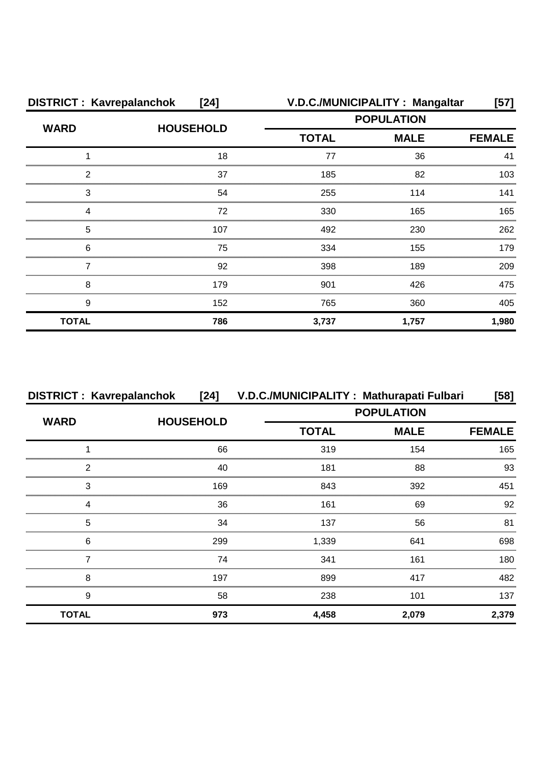**DISTRICT : Kavrepalanchok [24]** **V.D.C./MUNICIPALITY : Mangaltar [57]**

| WARD | HOUSEHOLD | POPULATION | | |
|---|---|---|---|---|
| | | TOTAL | MALE | FEMALE |
| 1 | 18 | 77 | 36 | 41 |
| 2 | 37 | 185 | 82 | 103 |
| 3 | 54 | 255 | 114 | 141 |
| 4 | 72 | 330 | 165 | 165 |
| 5 | 107 | 492 | 230 | 262 |
| 6 | 75 | 334 | 155 | 179 |
| 7 | 92 | 398 | 189 | 209 |
| 8 | 179 | 901 | 426 | 475 |
| 9 | 152 | 765 | 360 | 405 |
| **TOTAL** | **786** | **3,737** | **1,757** | **1,980** |

**DISTRICT : Kavrepalanchok [24]** **V.D.C./MUNICIPALITY : Mathurapati Fulbari [58]**

| WARD | HOUSEHOLD | POPULATION | | |
|---|---|---|---|---|
| | | TOTAL | MALE | FEMALE |
| 1 | 66 | 319 | 154 | 165 |
| 2 | 40 | 181 | 88 | 93 |
| 3 | 169 | 843 | 392 | 451 |
| 4 | 36 | 161 | 69 | 92 |
| 5 | 34 | 137 | 56 | 81 |
| 6 | 299 | 1,339 | 641 | 698 |
| 7 | 74 | 341 | 161 | 180 |
| 8 | 197 | 899 | 417 | 482 |
| 9 | 58 | 238 | 101 | 137 |
| **TOTAL** | **973** | **4,458** | **2,079** | **2,379** |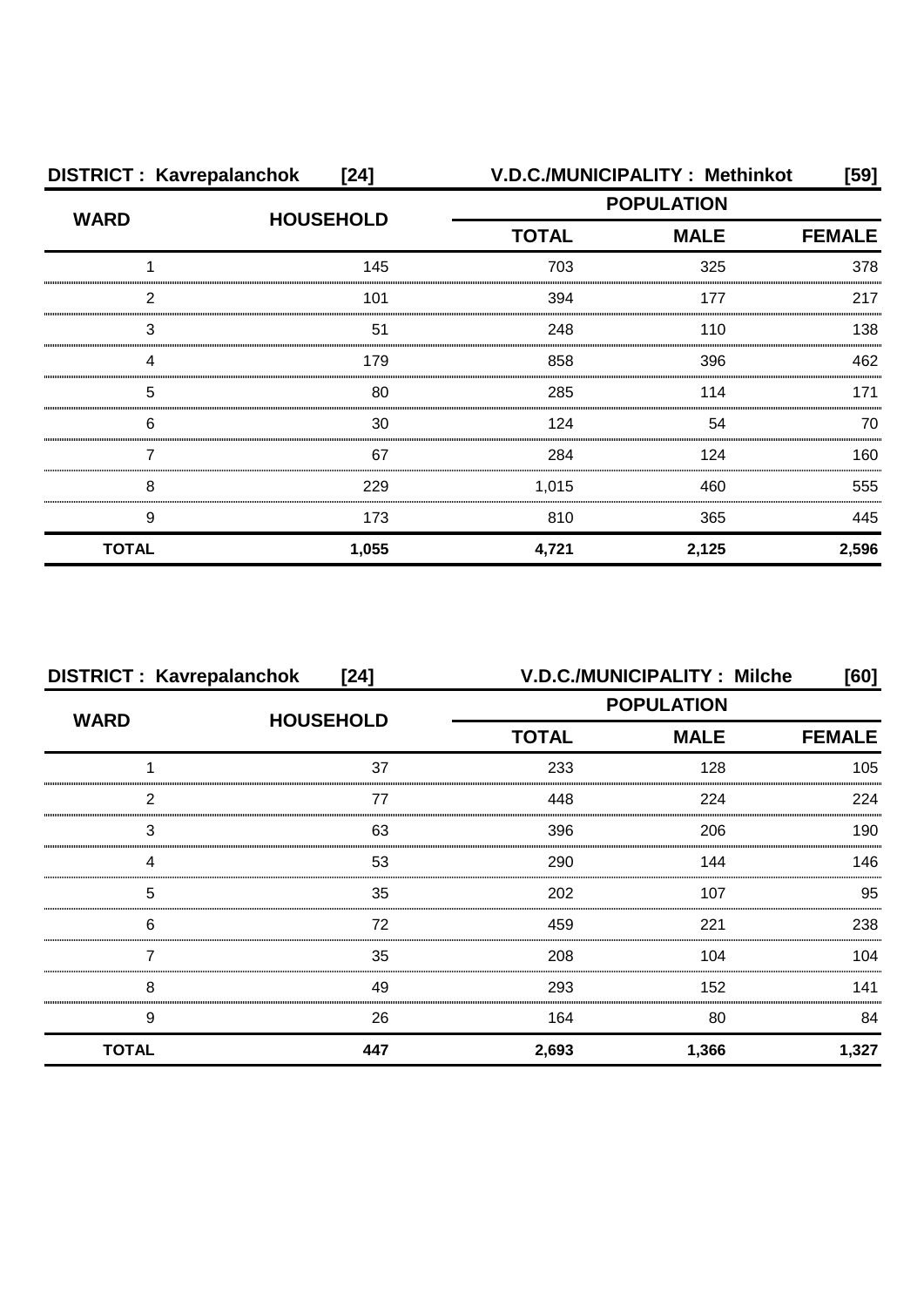**DISTRICT : Kavrepalanchok [24]** **V.D.C./MUNICIPALITY : Methinkot [59]**

| WARD | HOUSEHOLD | POPULATION | | |
|---|---|---|---|---|
| | | TOTAL | MALE | FEMALE |
| 1 | 145 | 703 | 325 | 378 |
| 2 | 101 | 394 | 177 | 217 |
| 3 | 51 | 248 | 110 | 138 |
| 4 | 179 | 858 | 396 | 462 |
| 5 | 80 | 285 | 114 | 171 |
| 6 | 30 | 124 | 54 | 70 |
| 7 | 67 | 284 | 124 | 160 |
| 8 | 229 | 1,015 | 460 | 555 |
| 9 | 173 | 810 | 365 | 445 |
| **TOTAL** | **1,055** | **4,721** | **2,125** | **2,596** |

**DISTRICT : Kavrepalanchok [24]** **V.D.C./MUNICIPALITY : Milche [60]**

| WARD | HOUSEHOLD | POPULATION | | |
|---|---|---|---|---|
| | | TOTAL | MALE | FEMALE |
| 1 | 37 | 233 | 128 | 105 |
| 2 | 77 | 448 | 224 | 224 |
| 3 | 63 | 396 | 206 | 190 |
| 4 | 53 | 290 | 144 | 146 |
| 5 | 35 | 202 | 107 | 95 |
| 6 | 72 | 459 | 221 | 238 |
| 7 | 35 | 208 | 104 | 104 |
| 8 | 49 | 293 | 152 | 141 |
| 9 | 26 | 164 | 80 | 84 |
| **TOTAL** | **447** | **2,693** | **1,366** | **1,327** |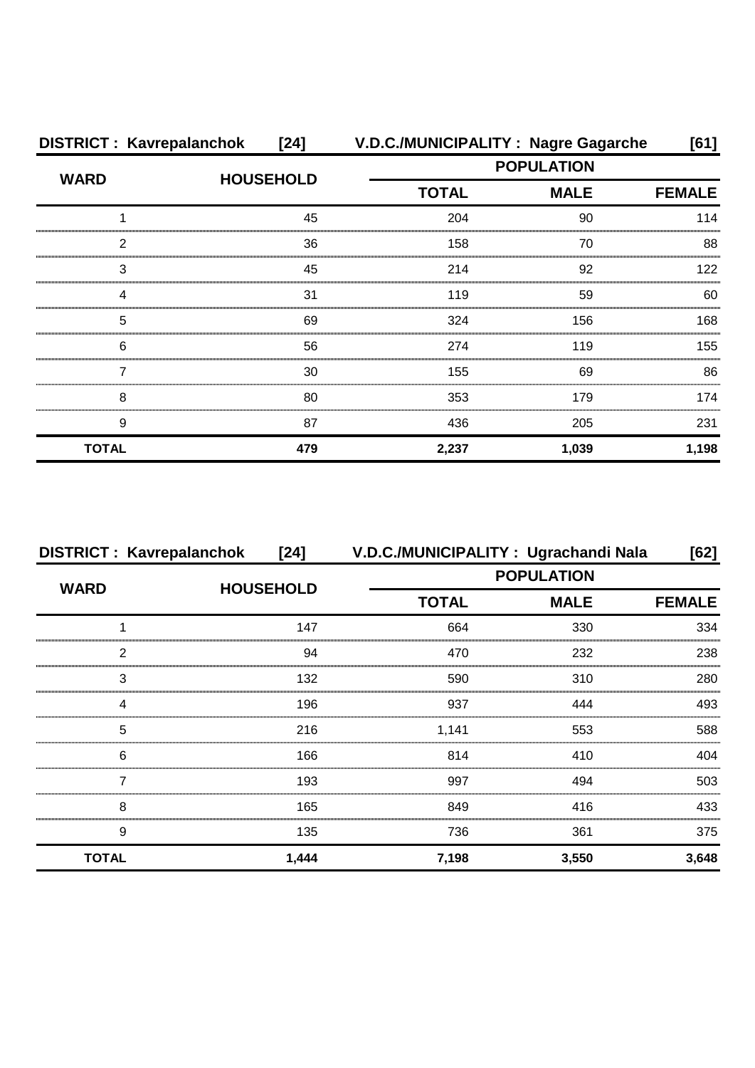**DISTRICT : Kavrepalanchok [24] V.D.C./MUNICIPALITY : Nagre Gagarche [61]**

| WARD | HOUSEHOLD | POPULATION | | |
|---|---|---|---|---|
| | | TOTAL | MALE | FEMALE |
| 1 | 45 | 204 | 90 | 114 |
| 2 | 36 | 158 | 70 | 88 |
| 3 | 45 | 214 | 92 | 122 |
| 4 | 31 | 119 | 59 | 60 |
| 5 | 69 | 324 | 156 | 168 |
| 6 | 56 | 274 | 119 | 155 |
| 7 | 30 | 155 | 69 | 86 |
| 8 | 80 | 353 | 179 | 174 |
| 9 | 87 | 436 | 205 | 231 |
| **TOTAL** | **479** | **2,237** | **1,039** | **1,198** |

**DISTRICT : Kavrepalanchok [24] V.D.C./MUNICIPALITY : Ugrachandi Nala [62]**

| WARD | HOUSEHOLD | POPULATION | | |
|---|---|---|---|---|
| | | TOTAL | MALE | FEMALE |
| 1 | 147 | 664 | 330 | 334 |
| 2 | 94 | 470 | 232 | 238 |
| 3 | 132 | 590 | 310 | 280 |
| 4 | 196 | 937 | 444 | 493 |
| 5 | 216 | 1,141 | 553 | 588 |
| 6 | 166 | 814 | 410 | 404 |
| 7 | 193 | 997 | 494 | 503 |
| 8 | 165 | 849 | 416 | 433 |
| 9 | 135 | 736 | 361 | 375 |
| **TOTAL** | **1,444** | **7,198** | **3,550** | **3,648** |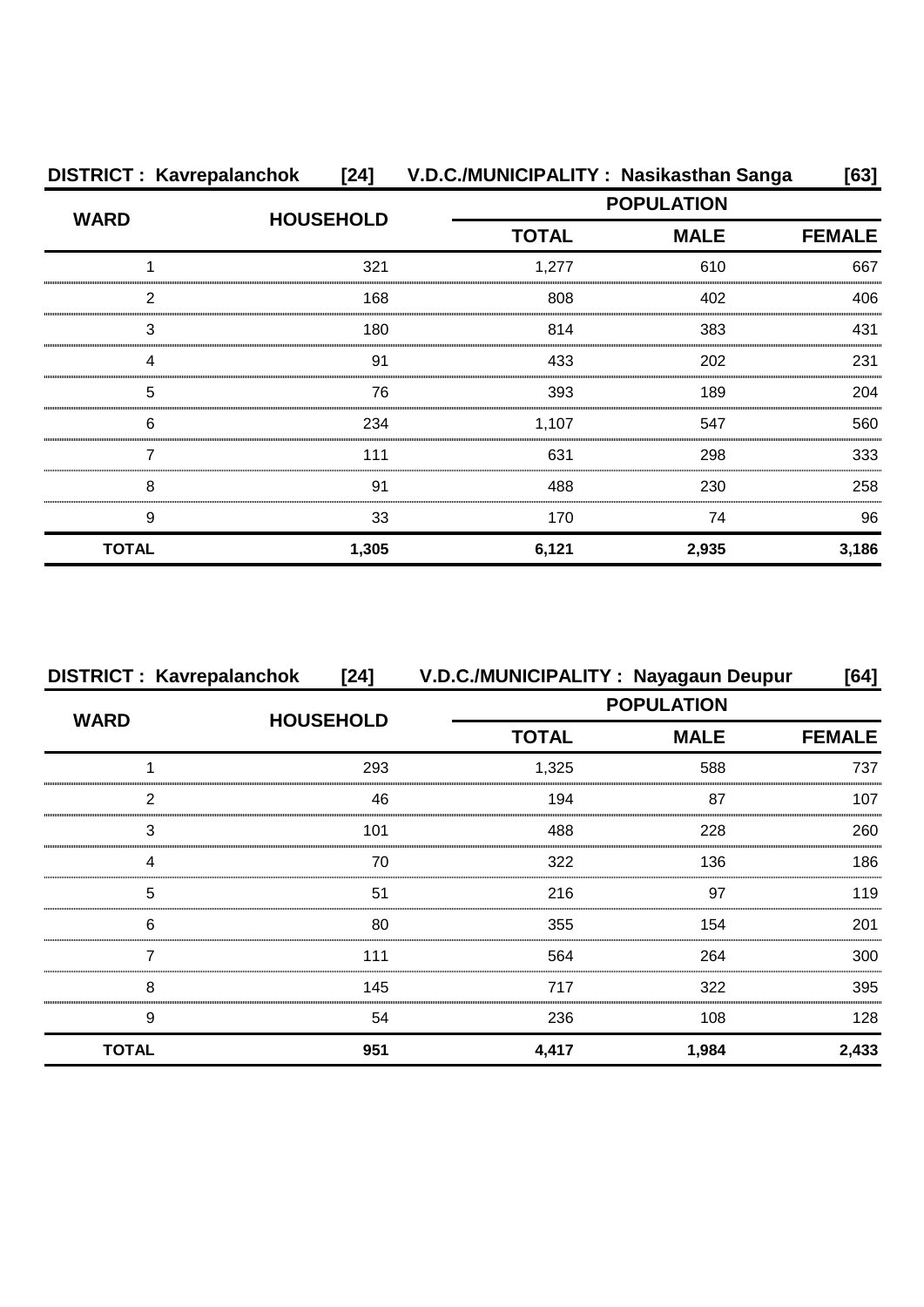**DISTRICT : Kavrepalanchok [24] V.D.C./MUNICIPALITY : Nasikasthan Sanga [63]**

| WARD | HOUSEHOLD | POPULATION | | |
|---|---|---|---|---|
| | | TOTAL | MALE | FEMALE |
| 1 | 321 | 1,277 | 610 | 667 |
| 2 | 168 | 808 | 402 | 406 |
| 3 | 180 | 814 | 383 | 431 |
| 4 | 91 | 433 | 202 | 231 |
| 5 | 76 | 393 | 189 | 204 |
| 6 | 234 | 1,107 | 547 | 560 |
| 7 | 111 | 631 | 298 | 333 |
| 8 | 91 | 488 | 230 | 258 |
| 9 | 33 | 170 | 74 | 96 |
| **TOTAL** | **1,305** | **6,121** | **2,935** | **3,186** |

**DISTRICT : Kavrepalanchok [24] V.D.C./MUNICIPALITY : Nayagaun Deupur [64]**

| WARD | HOUSEHOLD | POPULATION | | |
|---|---|---|---|---|
| | | TOTAL | MALE | FEMALE |
| 1 | 293 | 1,325 | 588 | 737 |
| 2 | 46 | 194 | 87 | 107 |
| 3 | 101 | 488 | 228 | 260 |
| 4 | 70 | 322 | 136 | 186 |
| 5 | 51 | 216 | 97 | 119 |
| 6 | 80 | 355 | 154 | 201 |
| 7 | 111 | 564 | 264 | 300 |
| 8 | 145 | 717 | 322 | 395 |
| 9 | 54 | 236 | 108 | 128 |
| **TOTAL** | **951** | **4,417** | **1,984** | **2,433** |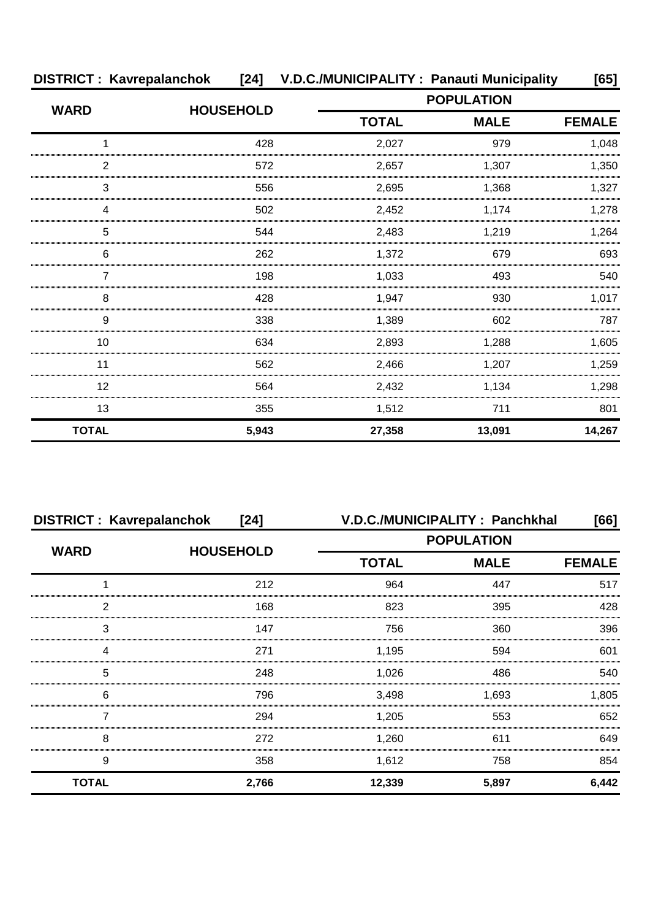**DISTRICT : Kavrepalanchok [24] V.D.C./MUNICIPALITY : Panauti Municipality [65]**

| WARD | HOUSEHOLD | POPULATION | | |
|---|---|---|---|---|
| | | TOTAL | MALE | FEMALE |
| 1 | 428 | 2,027 | 979 | 1,048 |
| 2 | 572 | 2,657 | 1,307 | 1,350 |
| 3 | 556 | 2,695 | 1,368 | 1,327 |
| 4 | 502 | 2,452 | 1,174 | 1,278 |
| 5 | 544 | 2,483 | 1,219 | 1,264 |
| 6 | 262 | 1,372 | 679 | 693 |
| 7 | 198 | 1,033 | 493 | 540 |
| 8 | 428 | 1,947 | 930 | 1,017 |
| 9 | 338 | 1,389 | 602 | 787 |
| 10 | 634 | 2,893 | 1,288 | 1,605 |
| 11 | 562 | 2,466 | 1,207 | 1,259 |
| 12 | 564 | 2,432 | 1,134 | 1,298 |
| 13 | 355 | 1,512 | 711 | 801 |
| **TOTAL** | **5,943** | **27,358** | **13,091** | **14,267** |

**DISTRICT : Kavrepalanchok [24] V.D.C./MUNICIPALITY : Panchkhal [66]**

| WARD | HOUSEHOLD | POPULATION | | |
|---|---|---|---|---|
| | | TOTAL | MALE | FEMALE |
| 1 | 212 | 964 | 447 | 517 |
| 2 | 168 | 823 | 395 | 428 |
| 3 | 147 | 756 | 360 | 396 |
| 4 | 271 | 1,195 | 594 | 601 |
| 5 | 248 | 1,026 | 486 | 540 |
| 6 | 796 | 3,498 | 1,693 | 1,805 |
| 7 | 294 | 1,205 | 553 | 652 |
| 8 | 272 | 1,260 | 611 | 649 |
| 9 | 358 | 1,612 | 758 | 854 |
| **TOTAL** | **2,766** | **12,339** | **5,897** | **6,442** |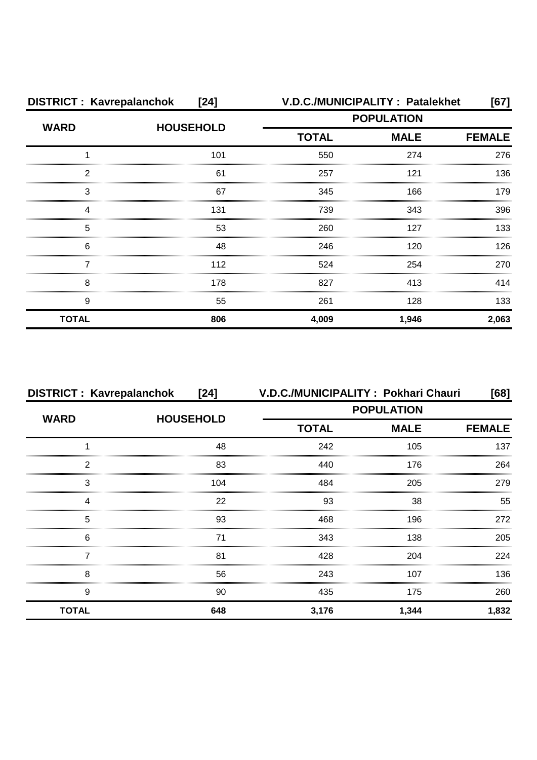**DISTRICT : Kavrepalanchok [24]** **V.D.C./MUNICIPALITY : Patalekhet [67]**

| WARD | HOUSEHOLD | POPULATION | | |
|---|---|---|---|---|
| | | TOTAL | MALE | FEMALE |
| 1 | 101 | 550 | 274 | 276 |
| 2 | 61 | 257 | 121 | 136 |
| 3 | 67 | 345 | 166 | 179 |
| 4 | 131 | 739 | 343 | 396 |
| 5 | 53 | 260 | 127 | 133 |
| 6 | 48 | 246 | 120 | 126 |
| 7 | 112 | 524 | 254 | 270 |
| 8 | 178 | 827 | 413 | 414 |
| 9 | 55 | 261 | 128 | 133 |
| **TOTAL** | **806** | **4,009** | **1,946** | **2,063** |

**DISTRICT : Kavrepalanchok [24]** **V.D.C./MUNICIPALITY : Pokhari Chauri [68]**

| WARD | HOUSEHOLD | POPULATION | | |
|---|---|---|---|---|
| | | TOTAL | MALE | FEMALE |
| 1 | 48 | 242 | 105 | 137 |
| 2 | 83 | 440 | 176 | 264 |
| 3 | 104 | 484 | 205 | 279 |
| 4 | 22 | 93 | 38 | 55 |
| 5 | 93 | 468 | 196 | 272 |
| 6 | 71 | 343 | 138 | 205 |
| 7 | 81 | 428 | 204 | 224 |
| 8 | 56 | 243 | 107 | 136 |
| 9 | 90 | 435 | 175 | 260 |
| **TOTAL** | **648** | **3,176** | **1,344** | **1,832** |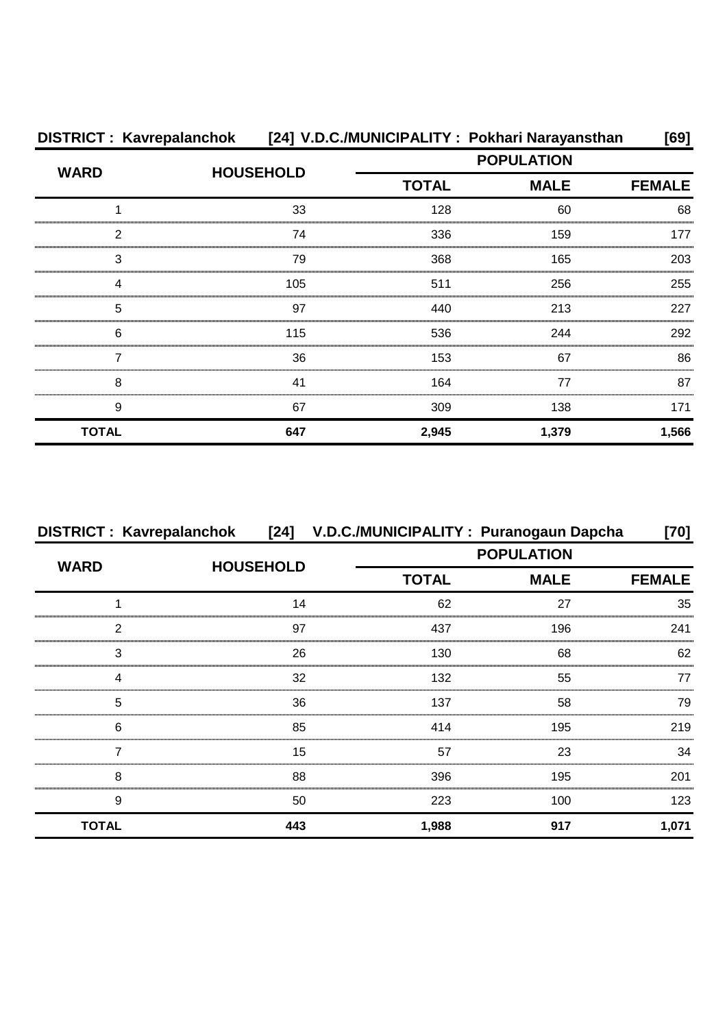**DISTRICT : Kavrepalanchok [24] V.D.C./MUNICIPALITY : Pokhari Narayansthan [69]**

| WARD | HOUSEHOLD | POPULATION | | |
|---|---|---|---|---|
| | | TOTAL | MALE | FEMALE |
| 1 | 33 | 128 | 60 | 68 |
| 2 | 74 | 336 | 159 | 177 |
| 3 | 79 | 368 | 165 | 203 |
| 4 | 105 | 511 | 256 | 255 |
| 5 | 97 | 440 | 213 | 227 |
| 6 | 115 | 536 | 244 | 292 |
| 7 | 36 | 153 | 67 | 86 |
| 8 | 41 | 164 | 77 | 87 |
| 9 | 67 | 309 | 138 | 171 |
| **TOTAL** | **647** | **2,945** | **1,379** | **1,566** |

**DISTRICT : Kavrepalanchok [24] V.D.C./MUNICIPALITY : Puranogaun Dapcha [70]**

| WARD | HOUSEHOLD | POPULATION | | |
|---|---|---|---|---|
| | | TOTAL | MALE | FEMALE |
| 1 | 14 | 62 | 27 | 35 |
| 2 | 97 | 437 | 196 | 241 |
| 3 | 26 | 130 | 68 | 62 |
| 4 | 32 | 132 | 55 | 77 |
| 5 | 36 | 137 | 58 | 79 |
| 6 | 85 | 414 | 195 | 219 |
| 7 | 15 | 57 | 23 | 34 |
| 8 | 88 | 396 | 195 | 201 |
| 9 | 50 | 223 | 100 | 123 |
| **TOTAL** | **443** | **1,988** | **917** | **1,071** |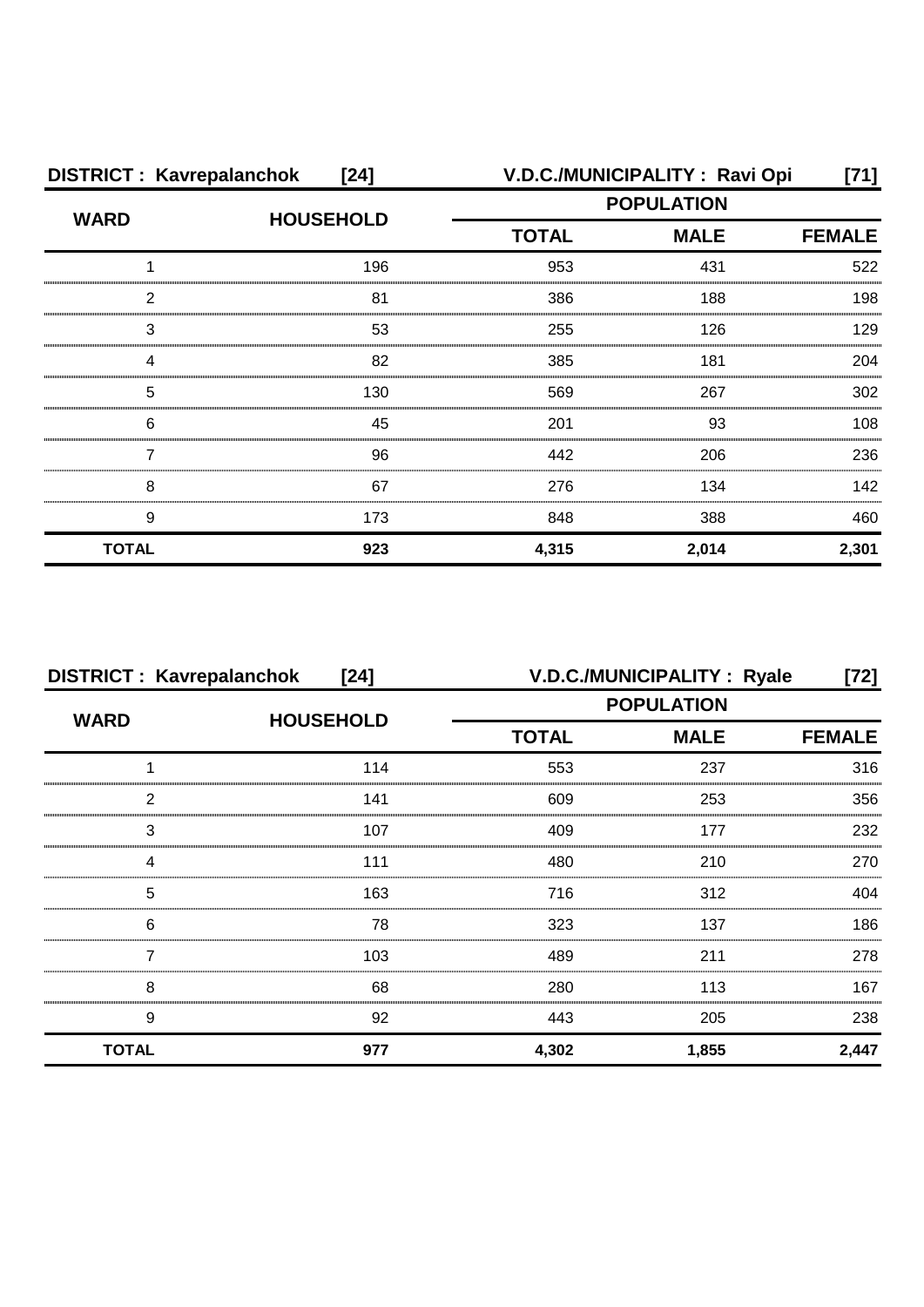| DISTRICT : Kavrepalanchok [24] | | V.D.C./MUNICIPALITY : Ravi Opi [71] | | |
|---|---|---|---|---|
| WARD | HOUSEHOLD | POPULATION | | |
| | | TOTAL | MALE | FEMALE |
| 1 | 196 | 953 | 431 | 522 |
| 2 | 81 | 386 | 188 | 198 |
| 3 | 53 | 255 | 126 | 129 |
| 4 | 82 | 385 | 181 | 204 |
| 5 | 130 | 569 | 267 | 302 |
| 6 | 45 | 201 | 93 | 108 |
| 7 | 96 | 442 | 206 | 236 |
| 8 | 67 | 276 | 134 | 142 |
| 9 | 173 | 848 | 388 | 460 |
| **TOTAL** | **923** | **4,315** | **2,014** | **2,301** |

| DISTRICT : Kavrepalanchok [24] | | V.D.C./MUNICIPALITY : Ryale [72] | | |
|---|---|---|---|---|
| WARD | HOUSEHOLD | POPULATION | | |
| | | TOTAL | MALE | FEMALE |
| 1 | 114 | 553 | 237 | 316 |
| 2 | 141 | 609 | 253 | 356 |
| 3 | 107 | 409 | 177 | 232 |
| 4 | 111 | 480 | 210 | 270 |
| 5 | 163 | 716 | 312 | 404 |
| 6 | 78 | 323 | 137 | 186 |
| 7 | 103 | 489 | 211 | 278 |
| 8 | 68 | 280 | 113 | 167 |
| 9 | 92 | 443 | 205 | 238 |
| **TOTAL** | **977** | **4,302** | **1,855** | **2,447** |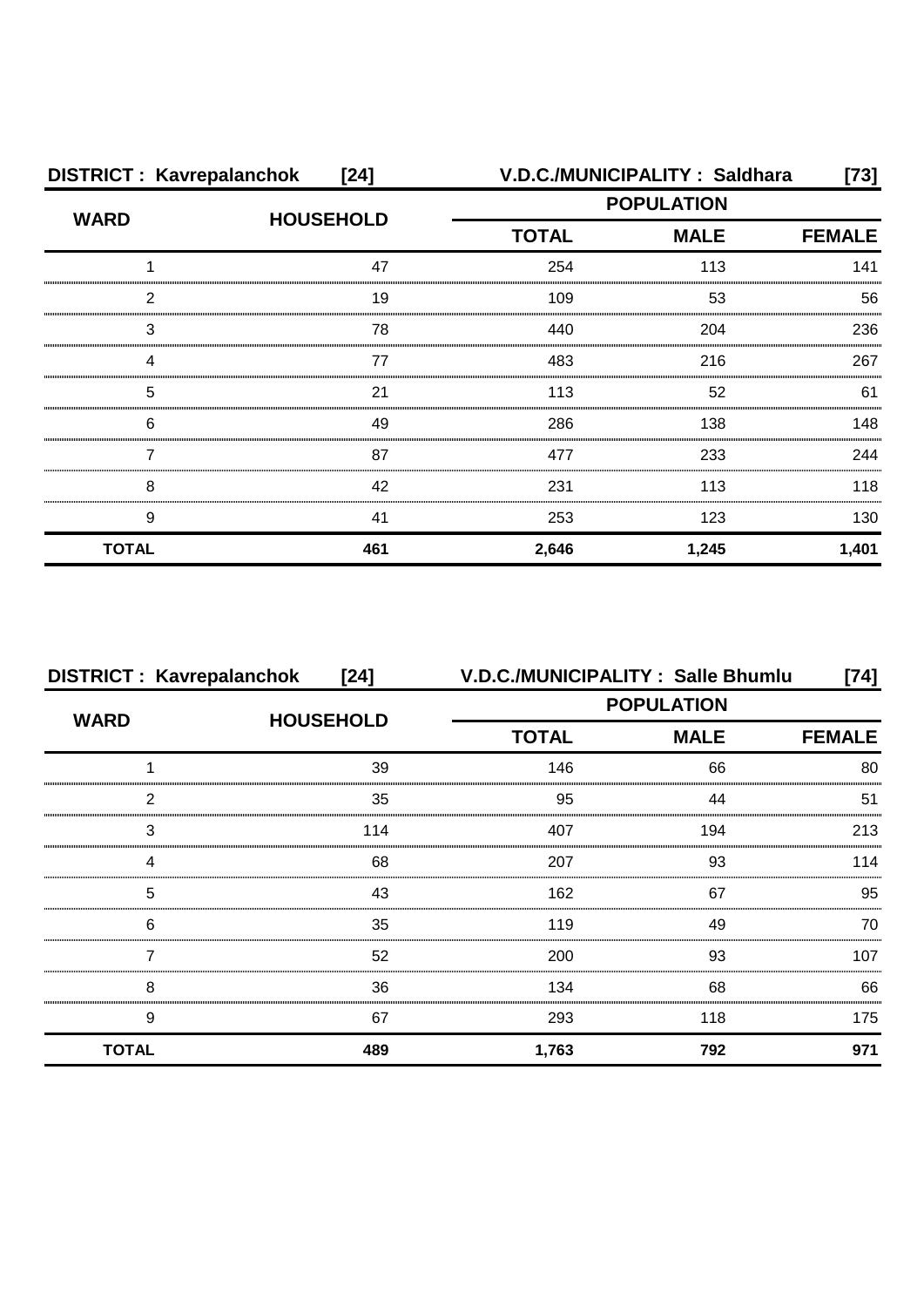| DISTRICT : Kavrepalanchok [24] | | V.D.C./MUNICIPALITY : Saldhara [73] | | |
|---|---|---|---|---|
| WARD | HOUSEHOLD | POPULATION | | |
| | | TOTAL | MALE | FEMALE |
| 1 | 47 | 254 | 113 | 141 |
| 2 | 19 | 109 | 53 | 56 |
| 3 | 78 | 440 | 204 | 236 |
| 4 | 77 | 483 | 216 | 267 |
| 5 | 21 | 113 | 52 | 61 |
| 6 | 49 | 286 | 138 | 148 |
| 7 | 87 | 477 | 233 | 244 |
| 8 | 42 | 231 | 113 | 118 |
| 9 | 41 | 253 | 123 | 130 |
| **TOTAL** | **461** | **2,646** | **1,245** | **1,401** |

| DISTRICT : Kavrepalanchok [24] | | V.D.C./MUNICIPALITY : Salle Bhumlu [74] | | |
|---|---|---|---|---|
| WARD | HOUSEHOLD | POPULATION | | |
| | | TOTAL | MALE | FEMALE |
| 1 | 39 | 146 | 66 | 80 |
| 2 | 35 | 95 | 44 | 51 |
| 3 | 114 | 407 | 194 | 213 |
| 4 | 68 | 207 | 93 | 114 |
| 5 | 43 | 162 | 67 | 95 |
| 6 | 35 | 119 | 49 | 70 |
| 7 | 52 | 200 | 93 | 107 |
| 8 | 36 | 134 | 68 | 66 |
| 9 | 67 | 293 | 118 | 175 |
| **TOTAL** | **489** | **1,763** | **792** | **971** |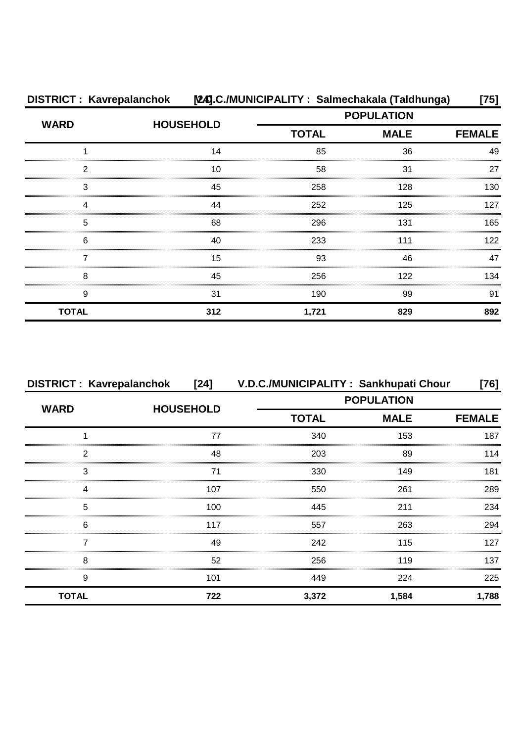**DISTRICT : Kavrepalanchok [24] V.D.C./MUNICIPALITY : Salmechakala (Taldhunga) [75]**

| WARD | HOUSEHOLD | POPULATION | | |
|---|---|---|---|---|
| | | TOTAL | MALE | FEMALE |
| 1 | 14 | 85 | 36 | 49 |
| 2 | 10 | 58 | 31 | 27 |
| 3 | 45 | 258 | 128 | 130 |
| 4 | 44 | 252 | 125 | 127 |
| 5 | 68 | 296 | 131 | 165 |
| 6 | 40 | 233 | 111 | 122 |
| 7 | 15 | 93 | 46 | 47 |
| 8 | 45 | 256 | 122 | 134 |
| 9 | 31 | 190 | 99 | 91 |
| **TOTAL** | **312** | **1,721** | **829** | **892** |

**DISTRICT : Kavrepalanchok [24] V.D.C./MUNICIPALITY : Sankhupati Chour [76]**

| WARD | HOUSEHOLD | POPULATION | | |
|---|---|---|---|---|
| | | TOTAL | MALE | FEMALE |
| 1 | 77 | 340 | 153 | 187 |
| 2 | 48 | 203 | 89 | 114 |
| 3 | 71 | 330 | 149 | 181 |
| 4 | 107 | 550 | 261 | 289 |
| 5 | 100 | 445 | 211 | 234 |
| 6 | 117 | 557 | 263 | 294 |
| 7 | 49 | 242 | 115 | 127 |
| 8 | 52 | 256 | 119 | 137 |
| 9 | 101 | 449 | 224 | 225 |
| **TOTAL** | **722** | **3,372** | **1,584** | **1,788** |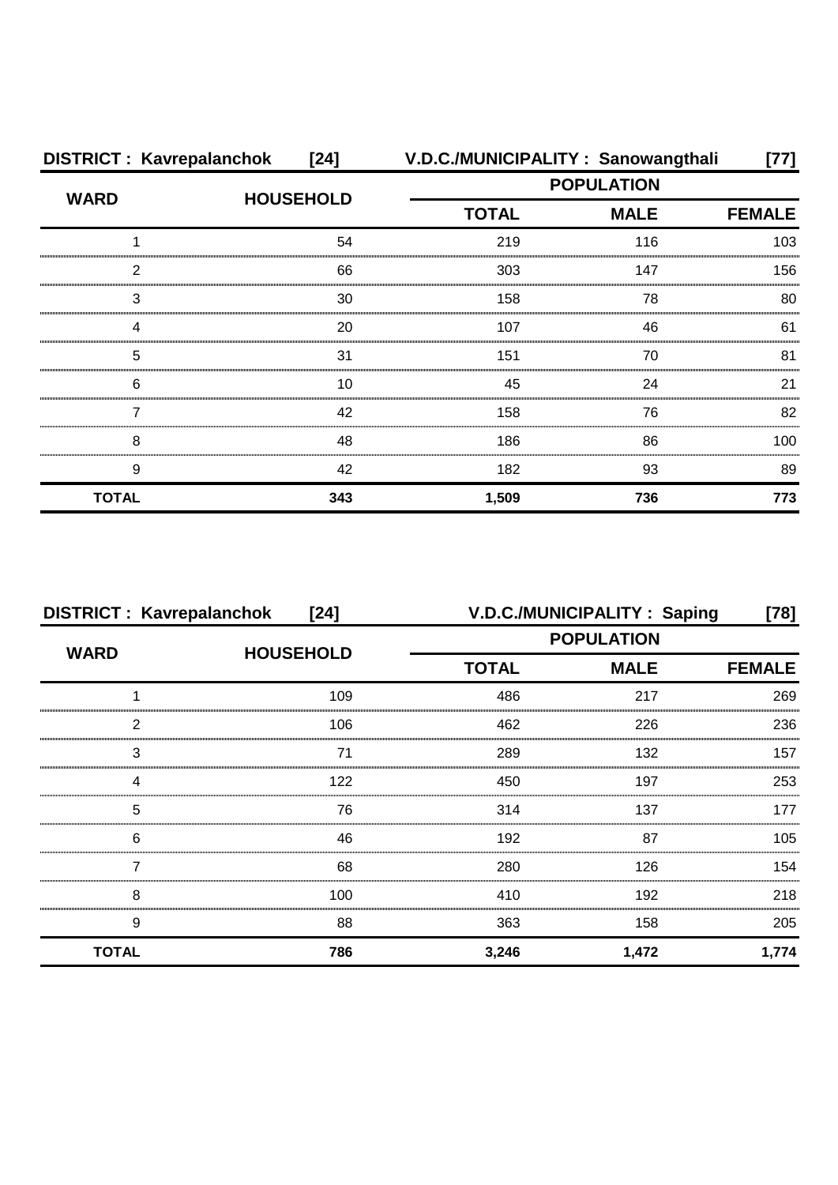| DISTRICT : Kavrepalanchok [24] | | V.D.C./MUNICIPALITY : Sanowangthali [77] | | |
|---|---|---|---|---|
| WARD | HOUSEHOLD | POPULATION | | |
| | | TOTAL | MALE | FEMALE |
| 1 | 54 | 219 | 116 | 103 |
| 2 | 66 | 303 | 147 | 156 |
| 3 | 30 | 158 | 78 | 80 |
| 4 | 20 | 107 | 46 | 61 |
| 5 | 31 | 151 | 70 | 81 |
| 6 | 10 | 45 | 24 | 21 |
| 7 | 42 | 158 | 76 | 82 |
| 8 | 48 | 186 | 86 | 100 |
| 9 | 42 | 182 | 93 | 89 |
| **TOTAL** | **343** | **1,509** | **736** | **773** |

| DISTRICT : Kavrepalanchok [24] | | V.D.C./MUNICIPALITY : Saping [78] | | |
|---|---|---|---|---|
| WARD | HOUSEHOLD | POPULATION | | |
| | | TOTAL | MALE | FEMALE |
| 1 | 109 | 486 | 217 | 269 |
| 2 | 106 | 462 | 226 | 236 |
| 3 | 71 | 289 | 132 | 157 |
| 4 | 122 | 450 | 197 | 253 |
| 5 | 76 | 314 | 137 | 177 |
| 6 | 46 | 192 | 87 | 105 |
| 7 | 68 | 280 | 126 | 154 |
| 8 | 100 | 410 | 192 | 218 |
| 9 | 88 | 363 | 158 | 205 |
| **TOTAL** | **786** | **3,246** | **1,472** | **1,774** |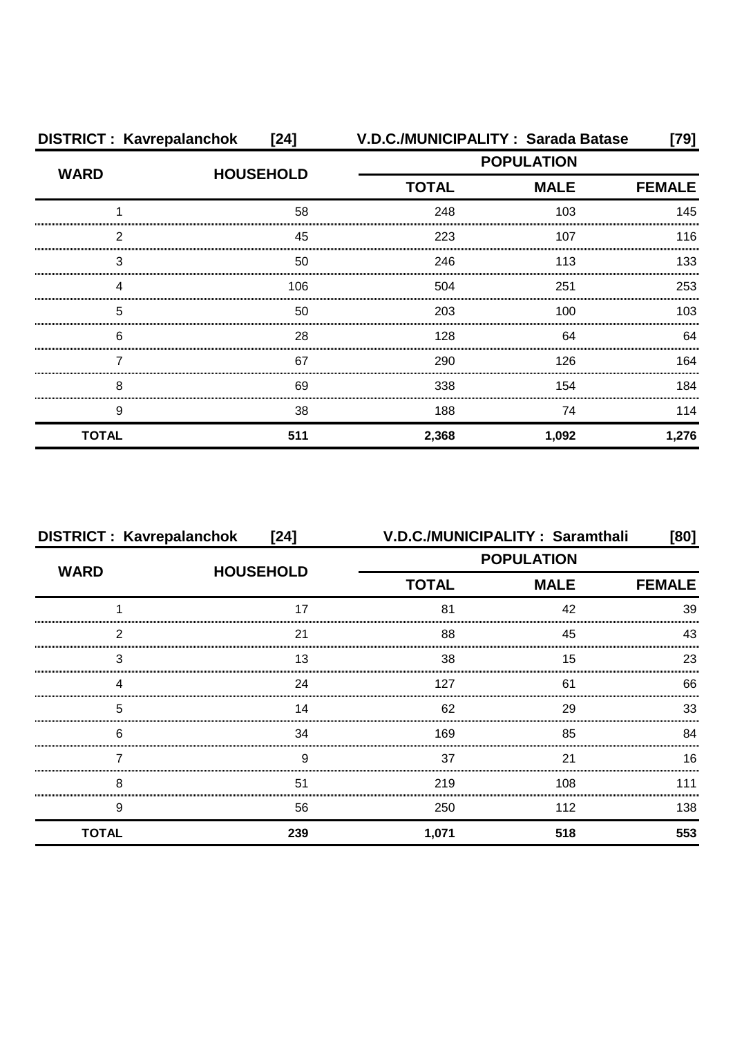**DISTRICT : Kavrepalanchok [24]** **V.D.C./MUNICIPALITY : Sarada Batase [79]**

| WARD | HOUSEHOLD | POPULATION | | |
|---|---|---|---|---|
| | | TOTAL | MALE | FEMALE |
| 1 | 58 | 248 | 103 | 145 |
| 2 | 45 | 223 | 107 | 116 |
| 3 | 50 | 246 | 113 | 133 |
| 4 | 106 | 504 | 251 | 253 |
| 5 | 50 | 203 | 100 | 103 |
| 6 | 28 | 128 | 64 | 64 |
| 7 | 67 | 290 | 126 | 164 |
| 8 | 69 | 338 | 154 | 184 |
| 9 | 38 | 188 | 74 | 114 |
| **TOTAL** | **511** | **2,368** | **1,092** | **1,276** |

**DISTRICT : Kavrepalanchok [24]** **V.D.C./MUNICIPALITY : Saramthali [80]**

| WARD | HOUSEHOLD | POPULATION | | |
|---|---|---|---|---|
| | | TOTAL | MALE | FEMALE |
| 1 | 17 | 81 | 42 | 39 |
| 2 | 21 | 88 | 45 | 43 |
| 3 | 13 | 38 | 15 | 23 |
| 4 | 24 | 127 | 61 | 66 |
| 5 | 14 | 62 | 29 | 33 |
| 6 | 34 | 169 | 85 | 84 |
| 7 | 9 | 37 | 21 | 16 |
| 8 | 51 | 219 | 108 | 111 |
| 9 | 56 | 250 | 112 | 138 |
| **TOTAL** | **239** | **1,071** | **518** | **553** |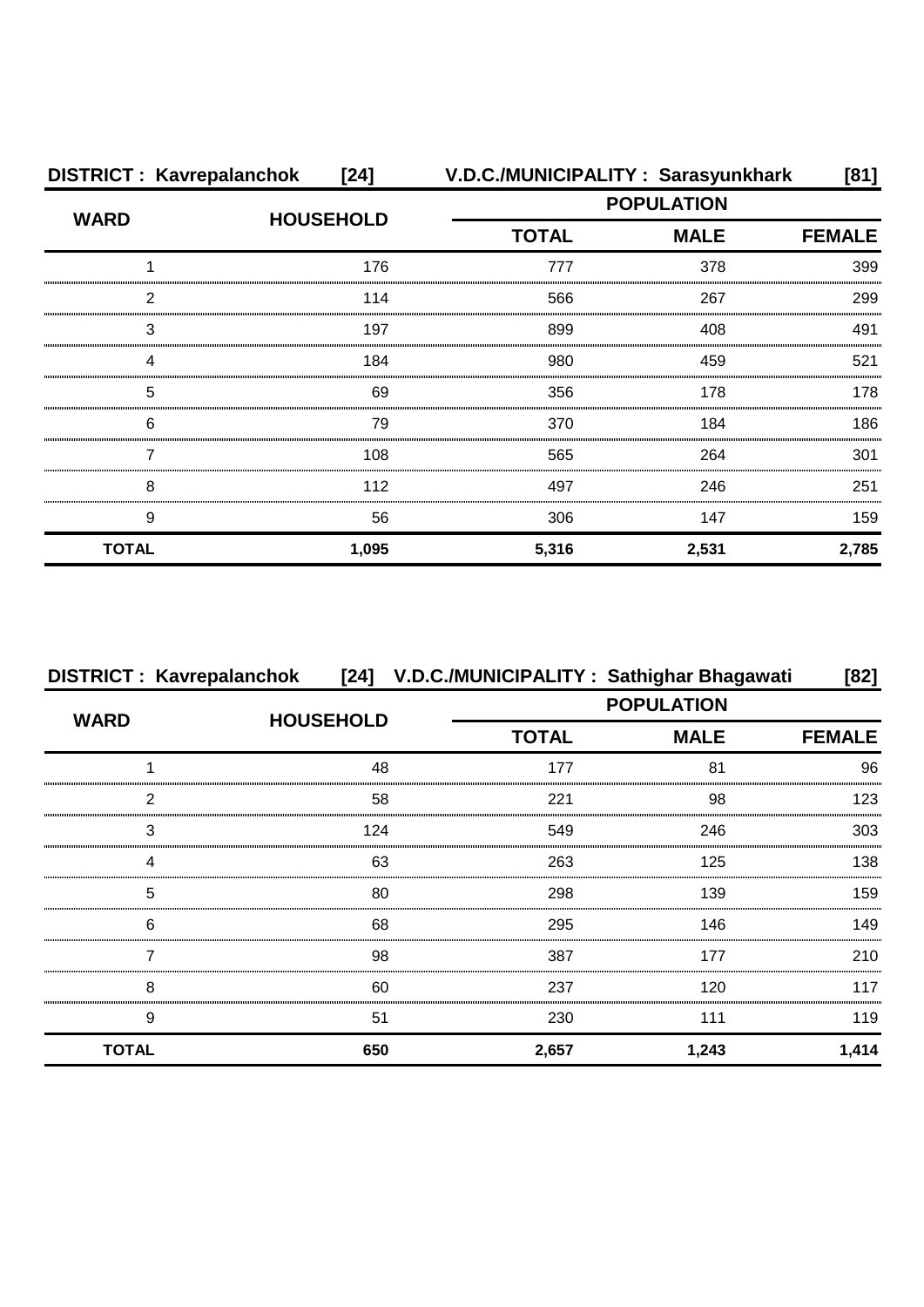**DISTRICT : Kavrepalanchok [24] V.D.C./MUNICIPALITY : Sarasyunkhark [81]**

| WARD | HOUSEHOLD | POPULATION | | |
|---|---|---|---|---|
| | | TOTAL | MALE | FEMALE |
| 1 | 176 | 777 | 378 | 399 |
| 2 | 114 | 566 | 267 | 299 |
| 3 | 197 | 899 | 408 | 491 |
| 4 | 184 | 980 | 459 | 521 |
| 5 | 69 | 356 | 178 | 178 |
| 6 | 79 | 370 | 184 | 186 |
| 7 | 108 | 565 | 264 | 301 |
| 8 | 112 | 497 | 246 | 251 |
| 9 | 56 | 306 | 147 | 159 |
| **TOTAL** | **1,095** | **5,316** | **2,531** | **2,785** |

**DISTRICT : Kavrepalanchok [24] V.D.C./MUNICIPALITY : Sathighar Bhagawati [82]**

| WARD | HOUSEHOLD | POPULATION | | |
|---|---|---|---|---|
| | | TOTAL | MALE | FEMALE |
| 1 | 48 | 177 | 81 | 96 |
| 2 | 58 | 221 | 98 | 123 |
| 3 | 124 | 549 | 246 | 303 |
| 4 | 63 | 263 | 125 | 138 |
| 5 | 80 | 298 | 139 | 159 |
| 6 | 68 | 295 | 146 | 149 |
| 7 | 98 | 387 | 177 | 210 |
| 8 | 60 | 237 | 120 | 117 |
| 9 | 51 | 230 | 111 | 119 |
| **TOTAL** | **650** | **2,657** | **1,243** | **1,414** |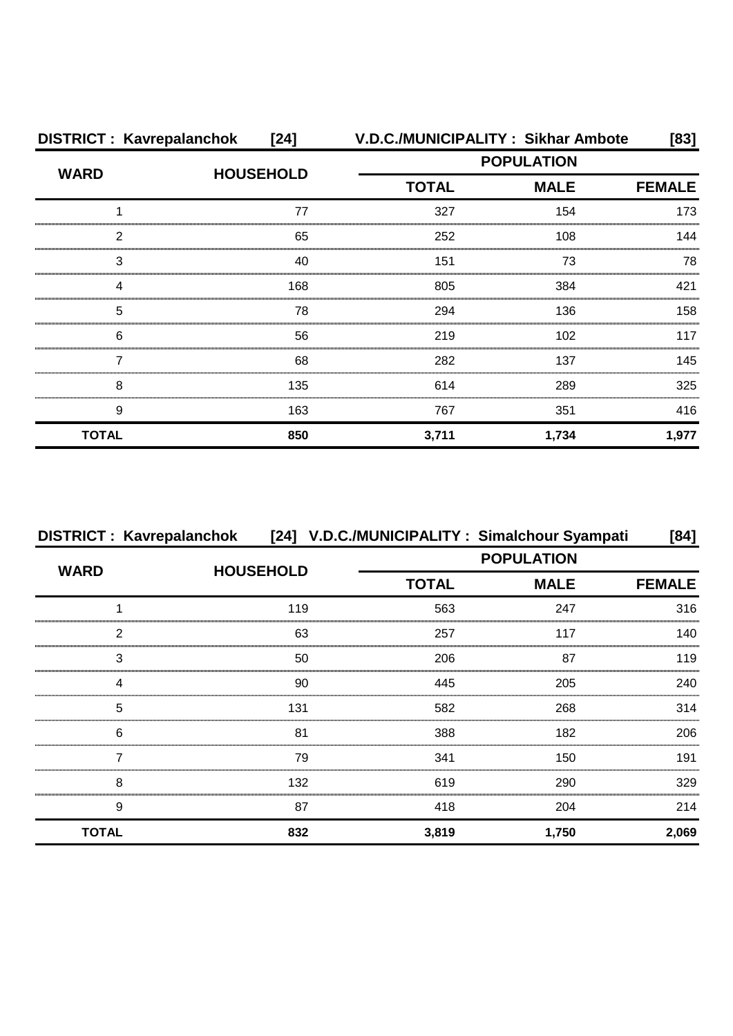**DISTRICT : Kavrepalanchok [24] V.D.C./MUNICIPALITY : Sikhar Ambote [83]**

| WARD | HOUSEHOLD | POPULATION | | |
|---|---|---|---|---|
| | | TOTAL | MALE | FEMALE |
| 1 | 77 | 327 | 154 | 173 |
| 2 | 65 | 252 | 108 | 144 |
| 3 | 40 | 151 | 73 | 78 |
| 4 | 168 | 805 | 384 | 421 |
| 5 | 78 | 294 | 136 | 158 |
| 6 | 56 | 219 | 102 | 117 |
| 7 | 68 | 282 | 137 | 145 |
| 8 | 135 | 614 | 289 | 325 |
| 9 | 163 | 767 | 351 | 416 |
| **TOTAL** | **850** | **3,711** | **1,734** | **1,977** |

**DISTRICT : Kavrepalanchok [24] V.D.C./MUNICIPALITY : Simalchour Syampati [84]**

| WARD | HOUSEHOLD | POPULATION | | |
|---|---|---|---|---|
| | | TOTAL | MALE | FEMALE |
| 1 | 119 | 563 | 247 | 316 |
| 2 | 63 | 257 | 117 | 140 |
| 3 | 50 | 206 | 87 | 119 |
| 4 | 90 | 445 | 205 | 240 |
| 5 | 131 | 582 | 268 | 314 |
| 6 | 81 | 388 | 182 | 206 |
| 7 | 79 | 341 | 150 | 191 |
| 8 | 132 | 619 | 290 | 329 |
| 9 | 87 | 418 | 204 | 214 |
| **TOTAL** | **832** | **3,819** | **1,750** | **2,069** |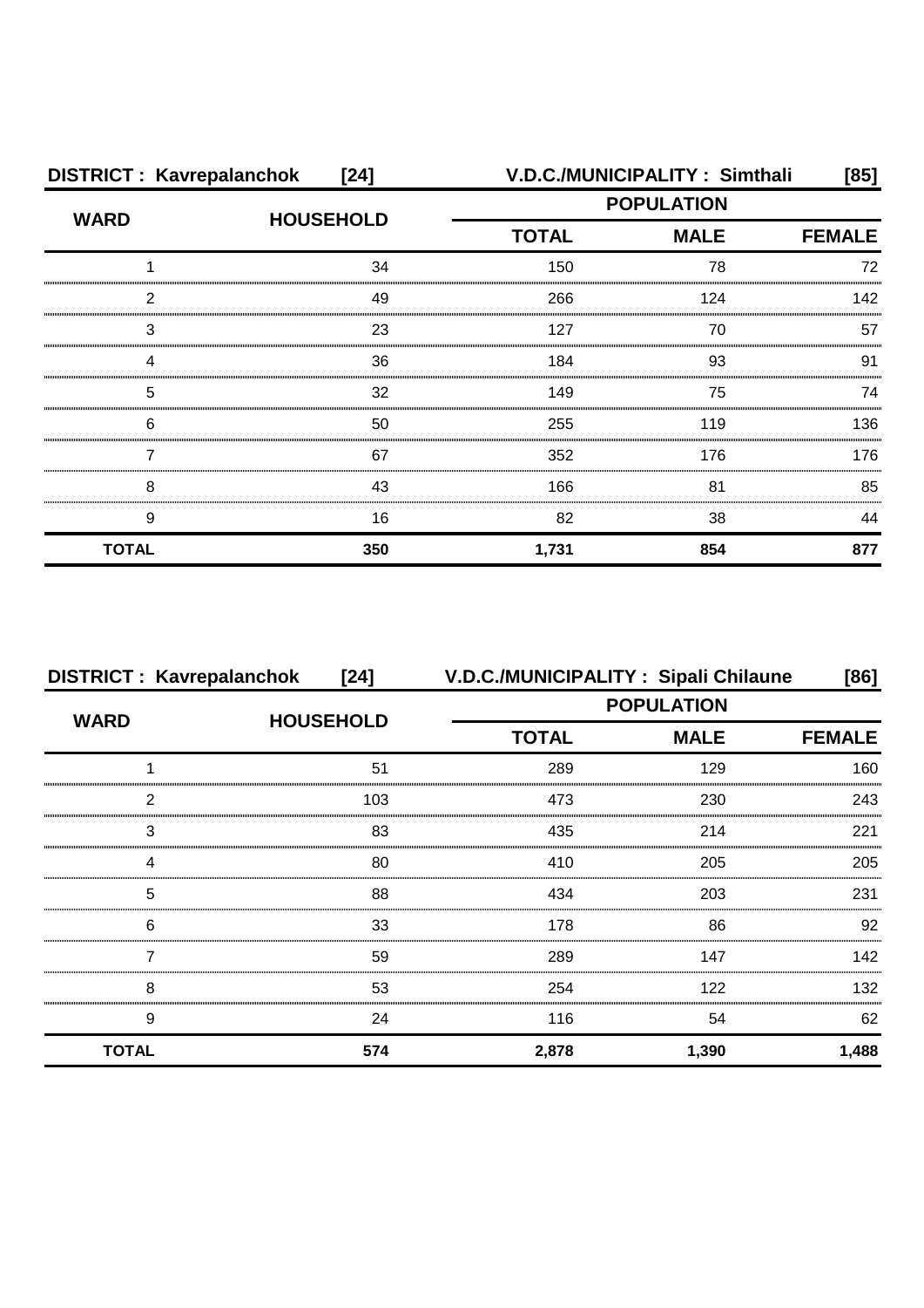**DISTRICT : Kavrepalanchok [24]** **V.D.C./MUNICIPALITY : Simthali [85]**

| WARD | HOUSEHOLD | POPULATION | | |
|---|---|---|---|---|
| | | TOTAL | MALE | FEMALE |
| 1 | 34 | 150 | 78 | 72 |
| 2 | 49 | 266 | 124 | 142 |
| 3 | 23 | 127 | 70 | 57 |
| 4 | 36 | 184 | 93 | 91 |
| 5 | 32 | 149 | 75 | 74 |
| 6 | 50 | 255 | 119 | 136 |
| 7 | 67 | 352 | 176 | 176 |
| 8 | 43 | 166 | 81 | 85 |
| 9 | 16 | 82 | 38 | 44 |
| **TOTAL** | **350** | **1,731** | **854** | **877** |

**DISTRICT : Kavrepalanchok [24]** **V.D.C./MUNICIPALITY : Sipali Chilaune [86]**

| WARD | HOUSEHOLD | POPULATION | | |
|---|---|---|---|---|
| | | TOTAL | MALE | FEMALE |
| 1 | 51 | 289 | 129 | 160 |
| 2 | 103 | 473 | 230 | 243 |
| 3 | 83 | 435 | 214 | 221 |
| 4 | 80 | 410 | 205 | 205 |
| 5 | 88 | 434 | 203 | 231 |
| 6 | 33 | 178 | 86 | 92 |
| 7 | 59 | 289 | 147 | 142 |
| 8 | 53 | 254 | 122 | 132 |
| 9 | 24 | 116 | 54 | 62 |
| **TOTAL** | **574** | **2,878** | **1,390** | **1,488** |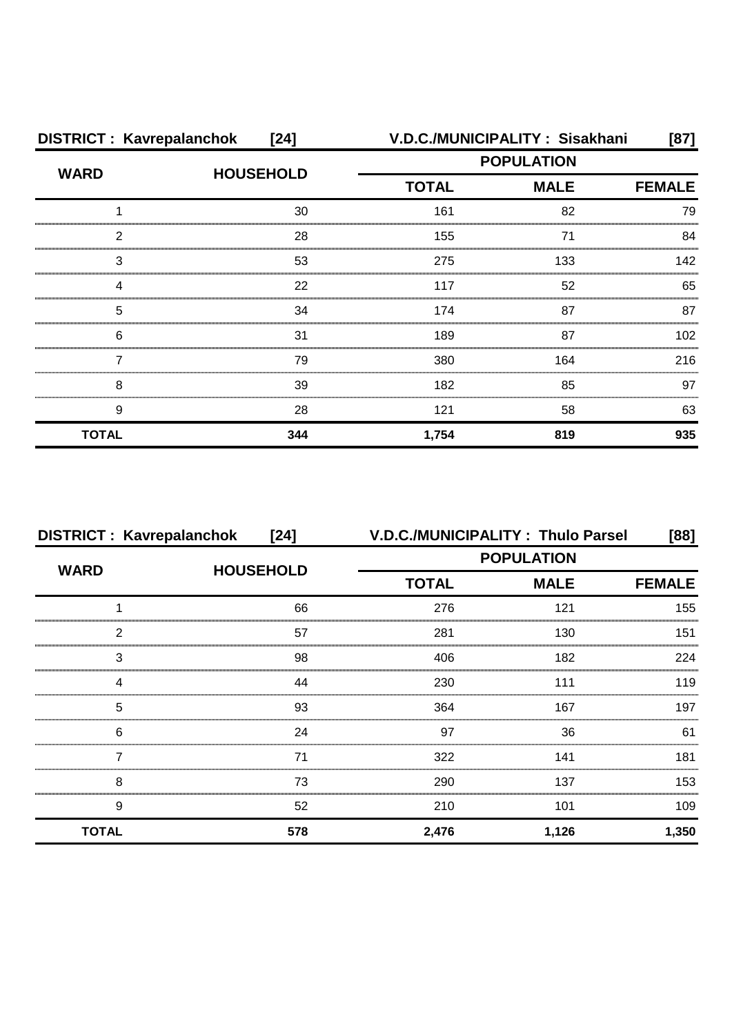| DISTRICT : Kavrepalanchok [24] | | V.D.C./MUNICIPALITY : Sisakhani [87] | | |
|---|---|---|---|---|
| WARD | HOUSEHOLD | POPULATION | | |
| | | TOTAL | MALE | FEMALE |
| 1 | 30 | 161 | 82 | 79 |
| 2 | 28 | 155 | 71 | 84 |
| 3 | 53 | 275 | 133 | 142 |
| 4 | 22 | 117 | 52 | 65 |
| 5 | 34 | 174 | 87 | 87 |
| 6 | 31 | 189 | 87 | 102 |
| 7 | 79 | 380 | 164 | 216 |
| 8 | 39 | 182 | 85 | 97 |
| 9 | 28 | 121 | 58 | 63 |
| **TOTAL** | **344** | **1,754** | **819** | **935** |

| DISTRICT : Kavrepalanchok [24] | | V.D.C./MUNICIPALITY : Thulo Parsel [88] | | |
|---|---|---|---|---|
| WARD | HOUSEHOLD | POPULATION | | |
| | | TOTAL | MALE | FEMALE |
| 1 | 66 | 276 | 121 | 155 |
| 2 | 57 | 281 | 130 | 151 |
| 3 | 98 | 406 | 182 | 224 |
| 4 | 44 | 230 | 111 | 119 |
| 5 | 93 | 364 | 167 | 197 |
| 6 | 24 | 97 | 36 | 61 |
| 7 | 71 | 322 | 141 | 181 |
| 8 | 73 | 290 | 137 | 153 |
| 9 | 52 | 210 | 101 | 109 |
| **TOTAL** | **578** | **2,476** | **1,126** | **1,350** |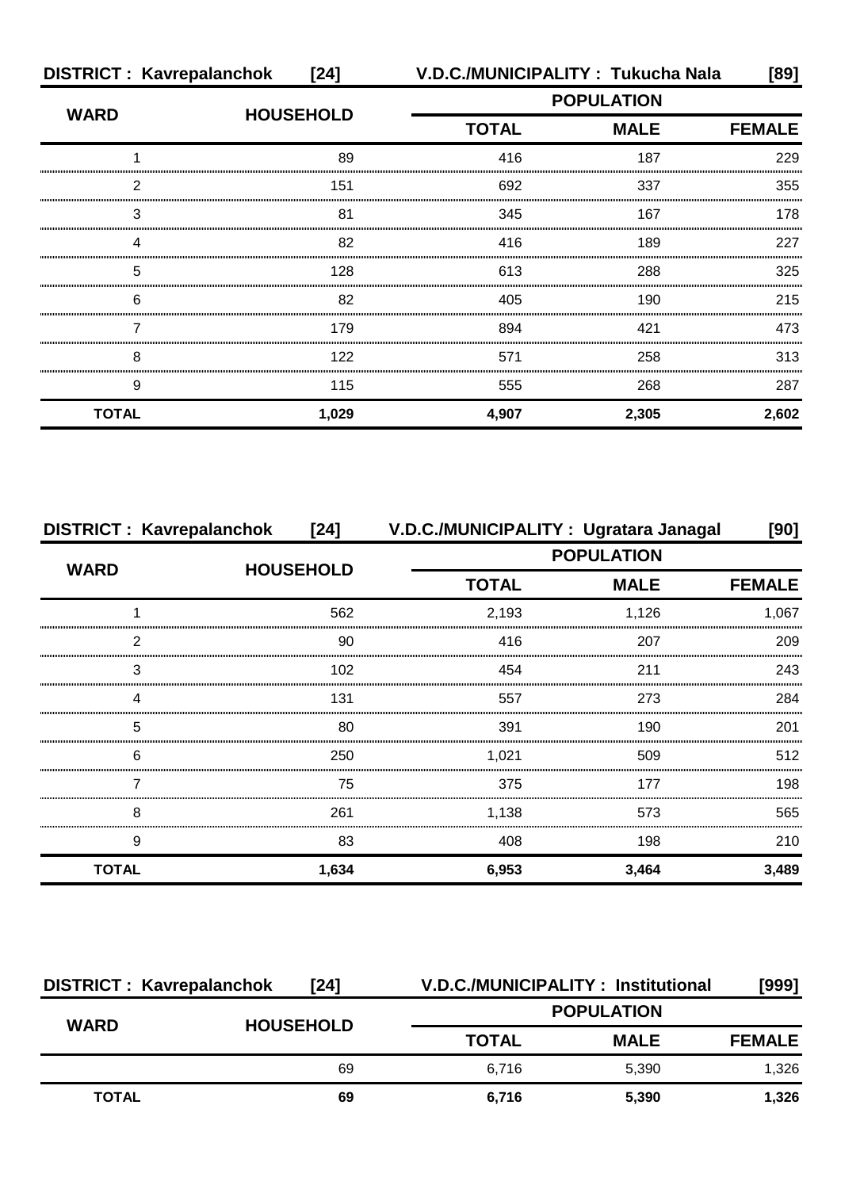**DISTRICT : Kavrepalanchok [24] V.D.C./MUNICIPALITY : Tukucha Nala [89]**

| WARD | HOUSEHOLD | POPULATION | | |
|---|---|---|---|---|
| | | TOTAL | MALE | FEMALE |
| 1 | 89 | 416 | 187 | 229 |
| 2 | 151 | 692 | 337 | 355 |
| 3 | 81 | 345 | 167 | 178 |
| 4 | 82 | 416 | 189 | 227 |
| 5 | 128 | 613 | 288 | 325 |
| 6 | 82 | 405 | 190 | 215 |
| 7 | 179 | 894 | 421 | 473 |
| 8 | 122 | 571 | 258 | 313 |
| 9 | 115 | 555 | 268 | 287 |
| **TOTAL** | **1,029** | **4,907** | **2,305** | **2,602** |

**DISTRICT : Kavrepalanchok [24] V.D.C./MUNICIPALITY : Ugratara Janagal [90]**

| WARD | HOUSEHOLD | POPULATION | | |
|---|---|---|---|---|
| | | TOTAL | MALE | FEMALE |
| 1 | 562 | 2,193 | 1,126 | 1,067 |
| 2 | 90 | 416 | 207 | 209 |
| 3 | 102 | 454 | 211 | 243 |
| 4 | 131 | 557 | 273 | 284 |
| 5 | 80 | 391 | 190 | 201 |
| 6 | 250 | 1,021 | 509 | 512 |
| 7 | 75 | 375 | 177 | 198 |
| 8 | 261 | 1,138 | 573 | 565 |
| 9 | 83 | 408 | 198 | 210 |
| **TOTAL** | **1,634** | **6,953** | **3,464** | **3,489** |

**DISTRICT : Kavrepalanchok [24] V.D.C./MUNICIPALITY : Institutional [999]**

| WARD | HOUSEHOLD | POPULATION | | |
|---|---|---|---|---|
| | | TOTAL | MALE | FEMALE |
| | 69 | 6,716 | 5,390 | 1,326 |
| **TOTAL** | **69** | **6,716** | **5,390** | **1,326** |